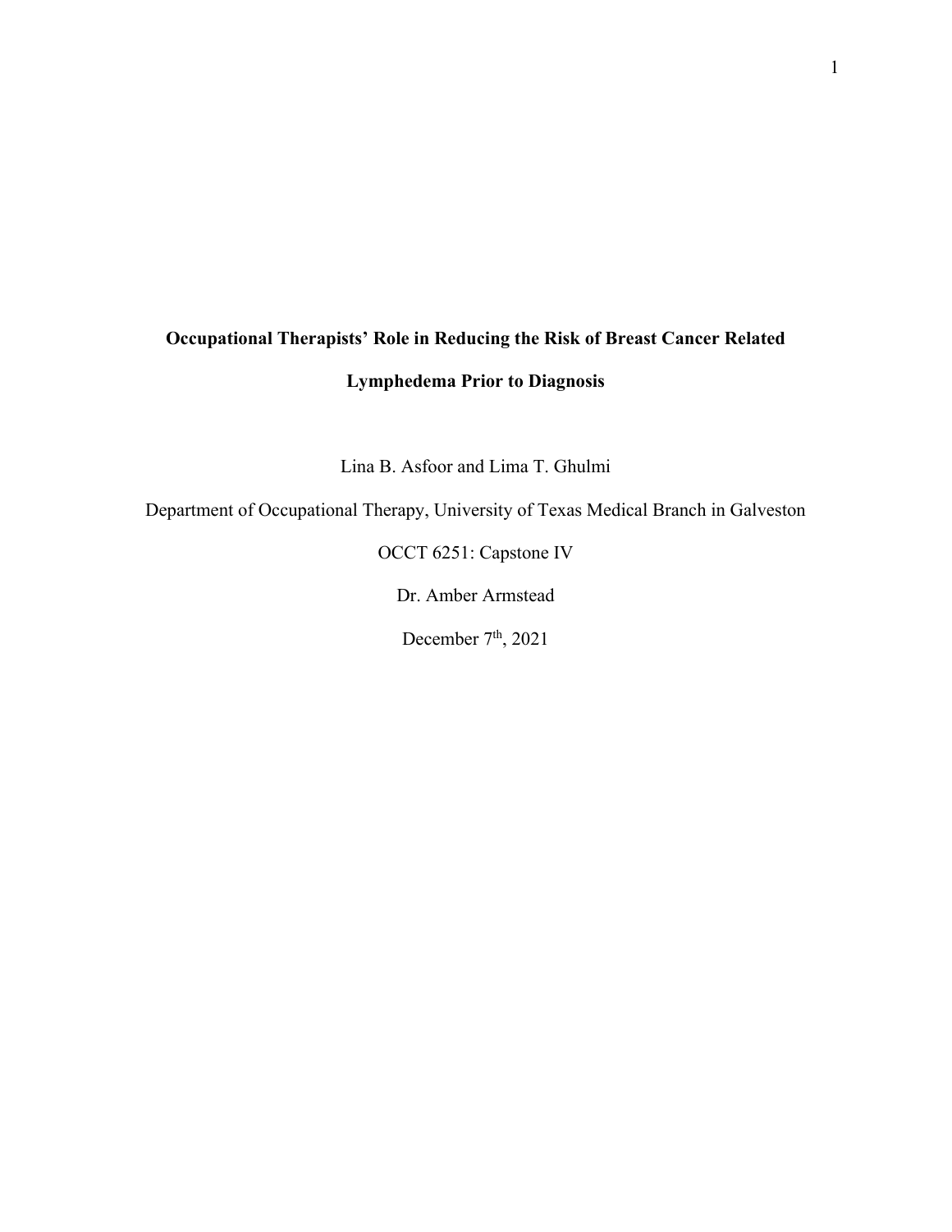# Occupational Therapists' Role in Reducing the Risk of Breast Cancer Related Lymphedema Prior to Diagnosis

Lina B. Asfoor and Lima T. Ghulmi

Department of Occupational Therapy, University of Texas Medical Branch in Galveston

OCCT 6251: Capstone IV

Dr. Amber Armstead

December 7th, 2021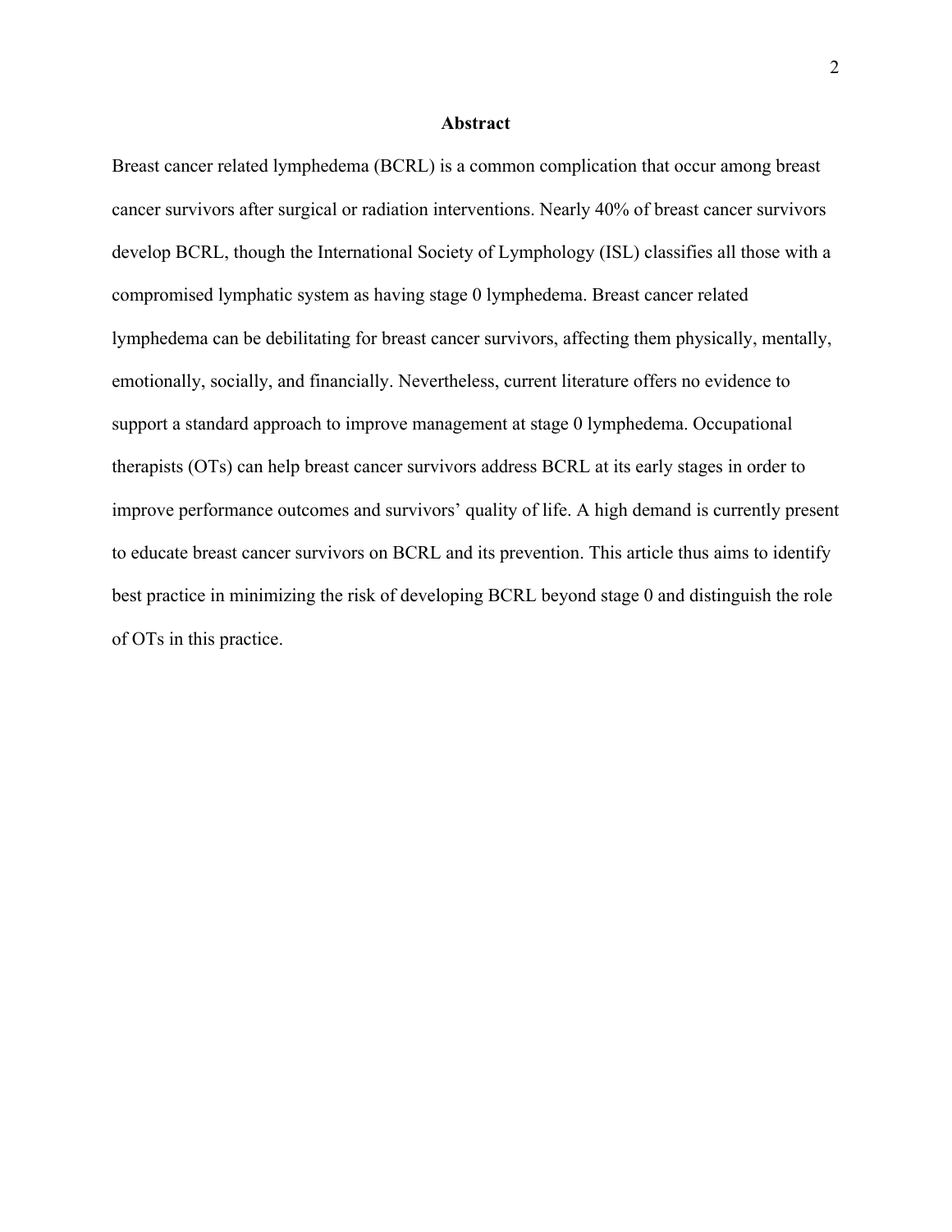## Abstract

Breast cancer related lymphedema (BCRL) is a common complication that occur among breast cancer survivors after surgical or radiation interventions. Nearly 40% of breast cancer survivors develop BCRL, though the International Society of Lymphology (ISL) classifies all those with a compromised lymphatic system as having stage 0 lymphedema. Breast cancer related lymphedema can be debilitating for breast cancer survivors, affecting them physically, mentally, emotionally, socially, and financially. Nevertheless, current literature offers no evidence to support a standard approach to improve management at stage 0 lymphedema. Occupational therapists (OTs) can help breast cancer survivors address BCRL at its early stages in order to improve performance outcomes and survivors' quality of life. A high demand is currently present to educate breast cancer survivors on BCRL and its prevention. This article thus aims to identify best practice in minimizing the risk of developing BCRL beyond stage 0 and distinguish the role of OTs in this practice.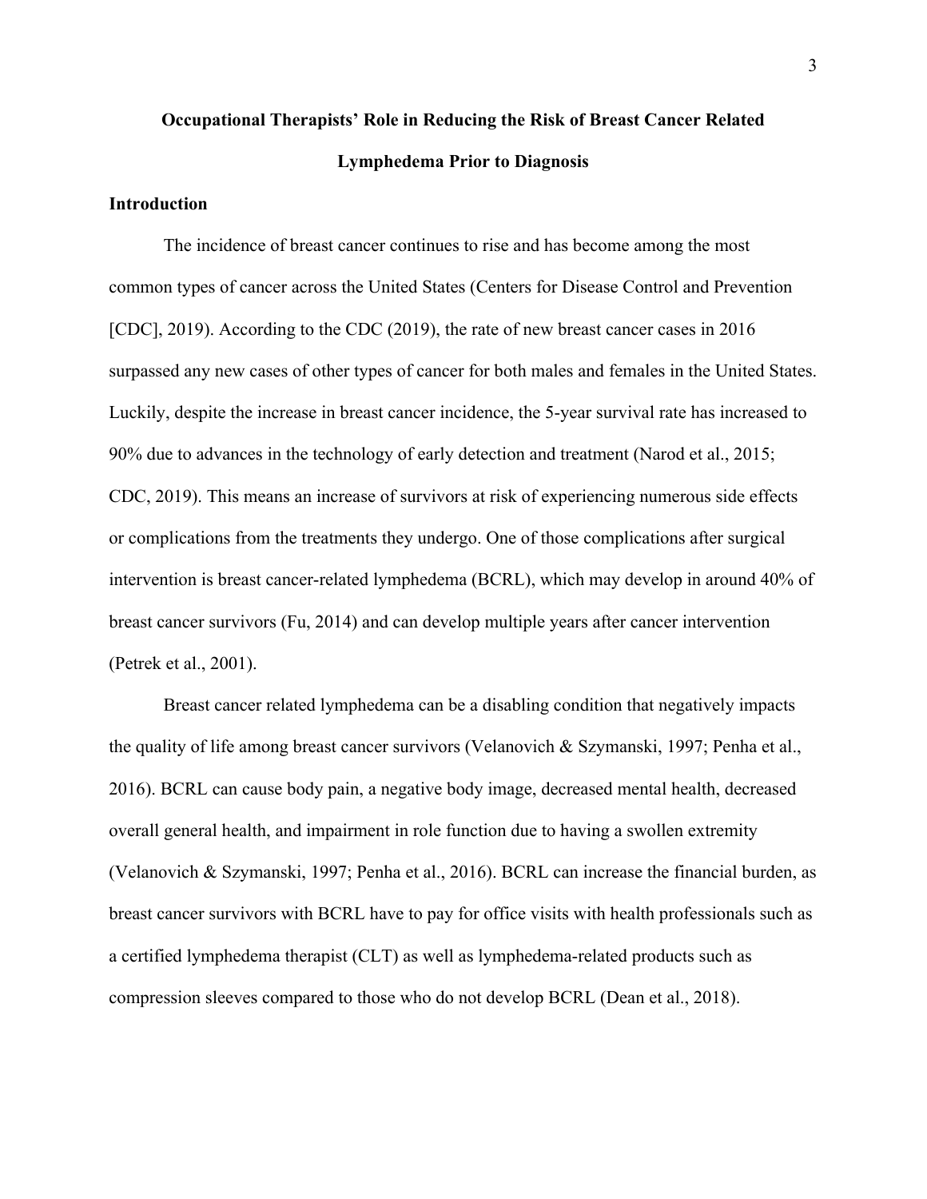# Occupational Therapists' Role in Reducing the Risk of Breast Cancer Related Lymphedema Prior to Diagnosis

## Introduction

The incidence of breast cancer continues to rise and has become among the most common types of cancer across the United States (Centers for Disease Control and Prevention [CDC], 2019). According to the CDC (2019), the rate of new breast cancer cases in 2016 surpassed any new cases of other types of cancer for both males and females in the United States. Luckily, despite the increase in breast cancer incidence, the 5-year survival rate has increased to 90% due to advances in the technology of early detection and treatment (Narod et al., 2015; CDC, 2019). This means an increase of survivors at risk of experiencing numerous side effects or complications from the treatments they undergo. One of those complications after surgical intervention is breast cancer-related lymphedema (BCRL), which may develop in around 40% of breast cancer survivors (Fu, 2014) and can develop multiple years after cancer intervention (Petrek et al., 2001).

Breast cancer related lymphedema can be a disabling condition that negatively impacts the quality of life among breast cancer survivors (Velanovich & Szymanski, 1997; Penha et al., 2016). BCRL can cause body pain, a negative body image, decreased mental health, decreased overall general health, and impairment in role function due to having a swollen extremity (Velanovich & Szymanski, 1997; Penha et al., 2016). BCRL can increase the financial burden, as breast cancer survivors with BCRL have to pay for office visits with health professionals such as a certified lymphedema therapist (CLT) as well as lymphedema-related products such as compression sleeves compared to those who do not develop BCRL (Dean et al., 2018).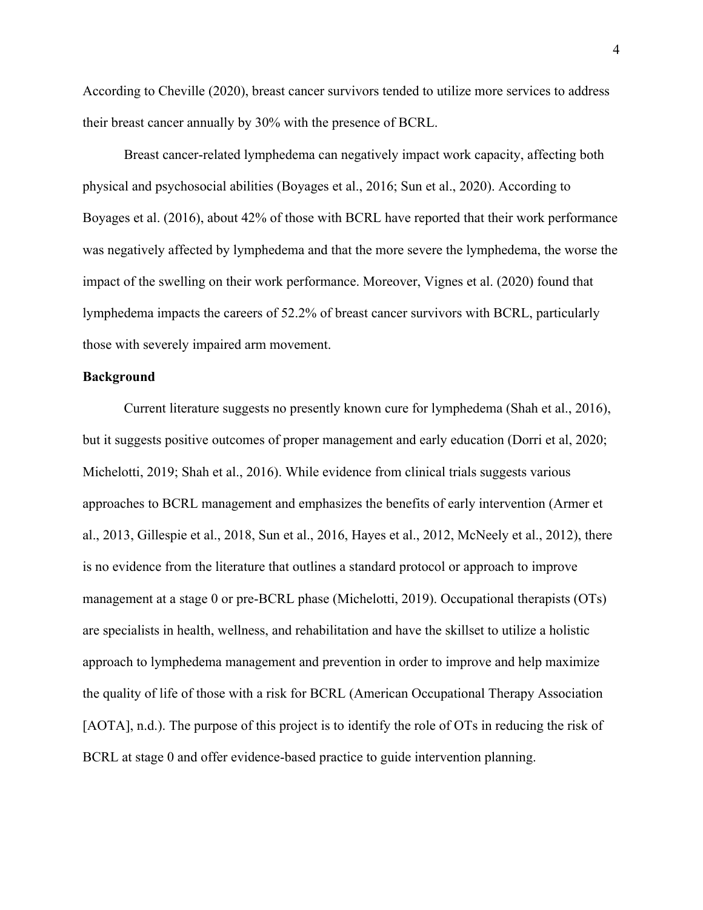According to Cheville (2020), breast cancer survivors tended to utilize more services to address their breast cancer annually by 30% with the presence of BCRL.

Breast cancer-related lymphedema can negatively impact work capacity, affecting both physical and psychosocial abilities (Boyages et al., 2016; Sun et al., 2020). According to Boyages et al. (2016), about 42% of those with BCRL have reported that their work performance was negatively affected by lymphedema and that the more severe the lymphedema, the worse the impact of the swelling on their work performance. Moreover, Vignes et al. (2020) found that lymphedema impacts the careers of 52.2% of breast cancer survivors with BCRL, particularly those with severely impaired arm movement.

**Background**

Current literature suggests no presently known cure for lymphedema (Shah et al., 2016), but it suggests positive outcomes of proper management and early education (Dorri et al, 2020; Michelotti, 2019; Shah et al., 2016). While evidence from clinical trials suggests various approaches to BCRL management and emphasizes the benefits of early intervention (Armer et al., 2013, Gillespie et al., 2018, Sun et al., 2016, Hayes et al., 2012, McNeely et al., 2012), there is no evidence from the literature that outlines a standard protocol or approach to improve management at a stage 0 or pre-BCRL phase (Michelotti, 2019). Occupational therapists (OTs) are specialists in health, wellness, and rehabilitation and have the skillset to utilize a holistic approach to lymphedema management and prevention in order to improve and help maximize the quality of life of those with a risk for BCRL (American Occupational Therapy Association [AOTA], n.d.). The purpose of this project is to identify the role of OTs in reducing the risk of BCRL at stage 0 and offer evidence-based practice to guide intervention planning.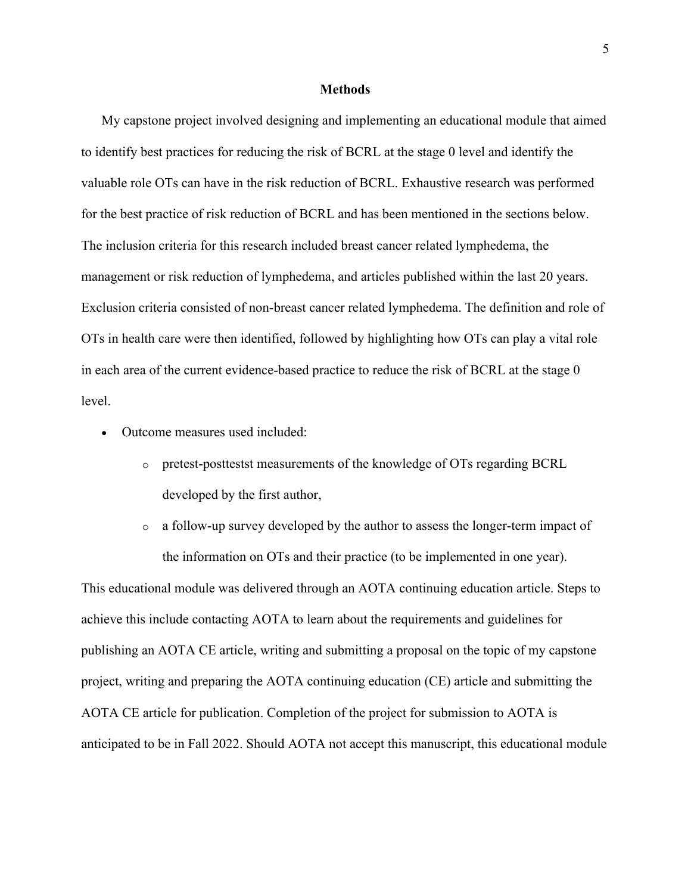## Methods

My capstone project involved designing and implementing an educational module that aimed to identify best practices for reducing the risk of BCRL at the stage 0 level and identify the valuable role OTs can have in the risk reduction of BCRL. Exhaustive research was performed for the best practice of risk reduction of BCRL and has been mentioned in the sections below. The inclusion criteria for this research included breast cancer related lymphedema, the management or risk reduction of lymphedema, and articles published within the last 20 years. Exclusion criteria consisted of non-breast cancer related lymphedema. The definition and role of OTs in health care were then identified, followed by highlighting how OTs can play a vital role in each area of the current evidence-based practice to reduce the risk of BCRL at the stage 0 level.

- Outcome measures used included:
  - pretest-posttestst measurements of the knowledge of OTs regarding BCRL developed by the first author,
  - a follow-up survey developed by the author to assess the longer-term impact of the information on OTs and their practice (to be implemented in one year).

This educational module was delivered through an AOTA continuing education article. Steps to achieve this include contacting AOTA to learn about the requirements and guidelines for publishing an AOTA CE article, writing and submitting a proposal on the topic of my capstone project, writing and preparing the AOTA continuing education (CE) article and submitting the AOTA CE article for publication. Completion of the project for submission to AOTA is anticipated to be in Fall 2022. Should AOTA not accept this manuscript, this educational module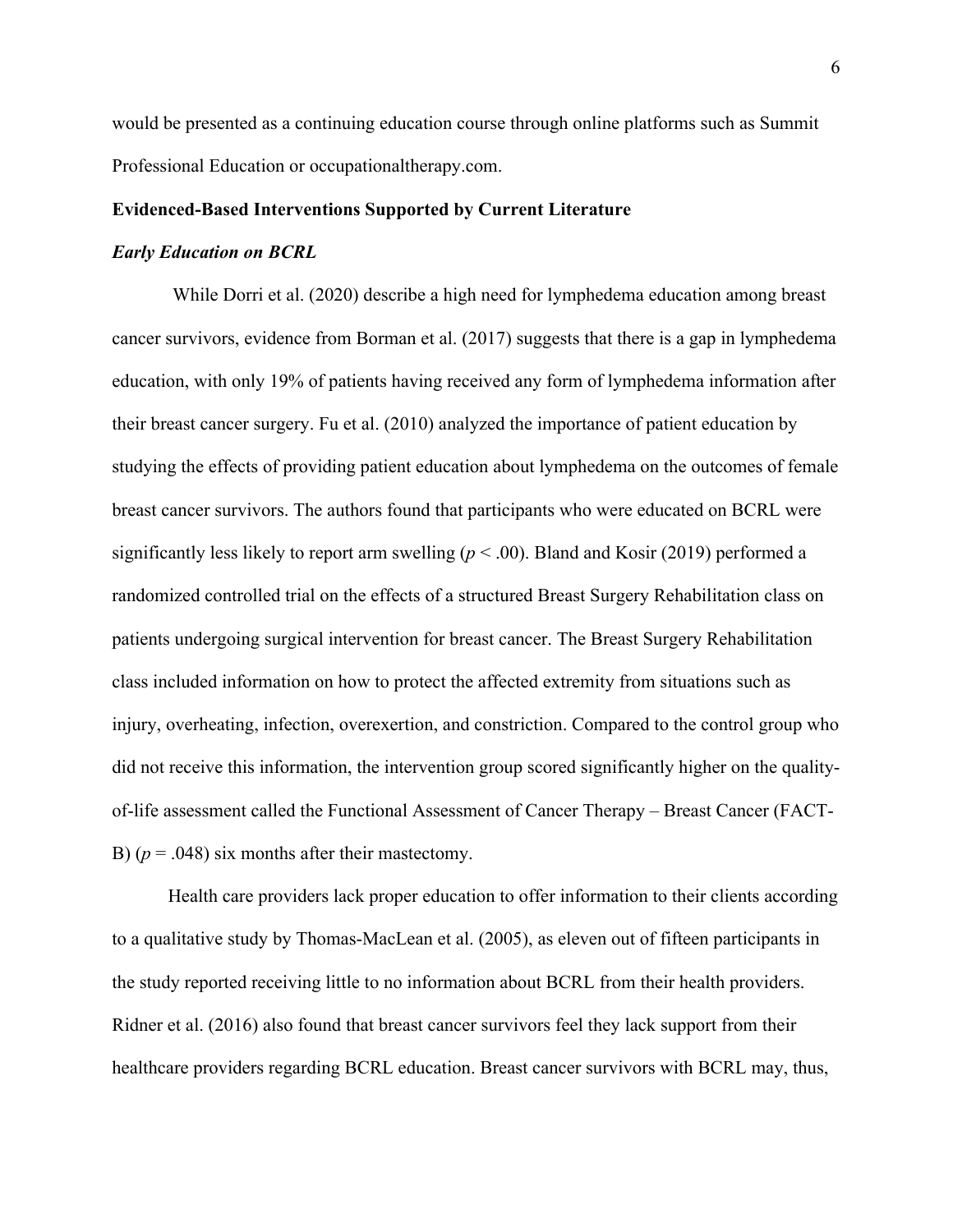would be presented as a continuing education course through online platforms such as Summit Professional Education or occupationaltherapy.com.

## Evidenced-Based Interventions Supported by Current Literature

### *Early Education on BCRL*

While Dorri et al. (2020) describe a high need for lymphedema education among breast cancer survivors, evidence from Borman et al. (2017) suggests that there is a gap in lymphedema education, with only 19% of patients having received any form of lymphedema information after their breast cancer surgery. Fu et al. (2010) analyzed the importance of patient education by studying the effects of providing patient education about lymphedema on the outcomes of female breast cancer survivors. The authors found that participants who were educated on BCRL were significantly less likely to report arm swelling ($p < .00$). Bland and Kosir (2019) performed a randomized controlled trial on the effects of a structured Breast Surgery Rehabilitation class on patients undergoing surgical intervention for breast cancer. The Breast Surgery Rehabilitation class included information on how to protect the affected extremity from situations such as injury, overheating, infection, overexertion, and constriction. Compared to the control group who did not receive this information, the intervention group scored significantly higher on the quality-of-life assessment called the Functional Assessment of Cancer Therapy – Breast Cancer (FACT-B) ($p = .048$) six months after their mastectomy.

Health care providers lack proper education to offer information to their clients according to a qualitative study by Thomas-MacLean et al. (2005), as eleven out of fifteen participants in the study reported receiving little to no information about BCRL from their health providers. Ridner et al. (2016) also found that breast cancer survivors feel they lack support from their healthcare providers regarding BCRL education. Breast cancer survivors with BCRL may, thus,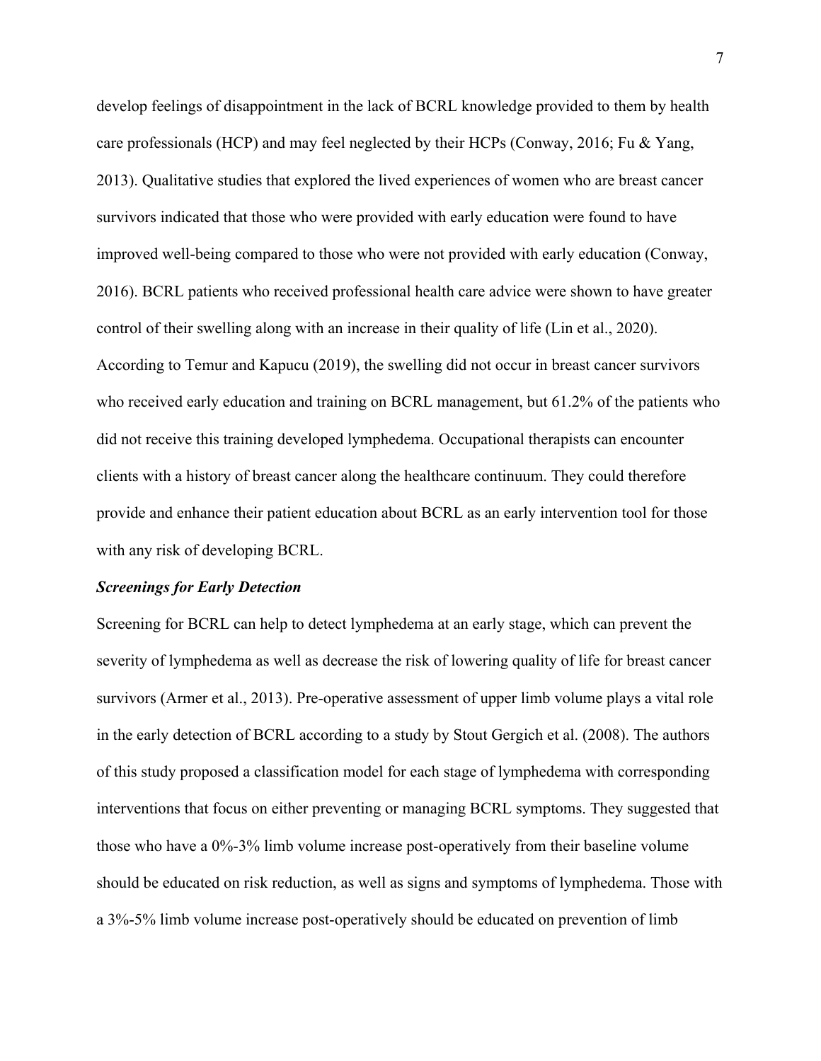develop feelings of disappointment in the lack of BCRL knowledge provided to them by health care professionals (HCP) and may feel neglected by their HCPs (Conway, 2016; Fu & Yang, 2013). Qualitative studies that explored the lived experiences of women who are breast cancer survivors indicated that those who were provided with early education were found to have improved well-being compared to those who were not provided with early education (Conway, 2016). BCRL patients who received professional health care advice were shown to have greater control of their swelling along with an increase in their quality of life (Lin et al., 2020). According to Temur and Kapucu (2019), the swelling did not occur in breast cancer survivors who received early education and training on BCRL management, but 61.2% of the patients who did not receive this training developed lymphedema. Occupational therapists can encounter clients with a history of breast cancer along the healthcare continuum. They could therefore provide and enhance their patient education about BCRL as an early intervention tool for those with any risk of developing BCRL.

### ***Screenings for Early Detection***

Screening for BCRL can help to detect lymphedema at an early stage, which can prevent the severity of lymphedema as well as decrease the risk of lowering quality of life for breast cancer survivors (Armer et al., 2013). Pre-operative assessment of upper limb volume plays a vital role in the early detection of BCRL according to a study by Stout Gergich et al. (2008). The authors of this study proposed a classification model for each stage of lymphedema with corresponding interventions that focus on either preventing or managing BCRL symptoms. They suggested that those who have a 0%-3% limb volume increase post-operatively from their baseline volume should be educated on risk reduction, as well as signs and symptoms of lymphedema. Those with a 3%-5% limb volume increase post-operatively should be educated on prevention of limb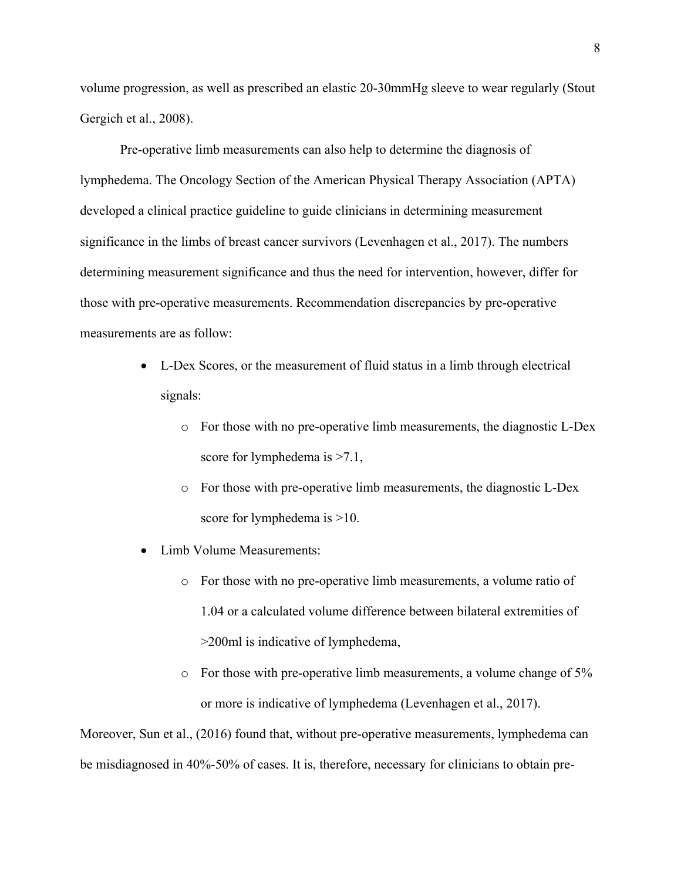volume progression, as well as prescribed an elastic 20-30mmHg sleeve to wear regularly (Stout Gergich et al., 2008).

Pre-operative limb measurements can also help to determine the diagnosis of lymphedema. The Oncology Section of the American Physical Therapy Association (APTA) developed a clinical practice guideline to guide clinicians in determining measurement significance in the limbs of breast cancer survivors (Levenhagen et al., 2017). The numbers determining measurement significance and thus the need for intervention, however, differ for those with pre-operative measurements. Recommendation discrepancies by pre-operative measurements are as follow:

- L-Dex Scores, or the measurement of fluid status in a limb through electrical signals:
  - For those with no pre-operative limb measurements, the diagnostic L-Dex score for lymphedema is >7.1,
  - For those with pre-operative limb measurements, the diagnostic L-Dex score for lymphedema is >10.
- Limb Volume Measurements:
  - For those with no pre-operative limb measurements, a volume ratio of 1.04 or a calculated volume difference between bilateral extremities of >200ml is indicative of lymphedema,
  - For those with pre-operative limb measurements, a volume change of 5% or more is indicative of lymphedema (Levenhagen et al., 2017).

Moreover, Sun et al., (2016) found that, without pre-operative measurements, lymphedema can be misdiagnosed in 40%-50% of cases. It is, therefore, necessary for clinicians to obtain pre-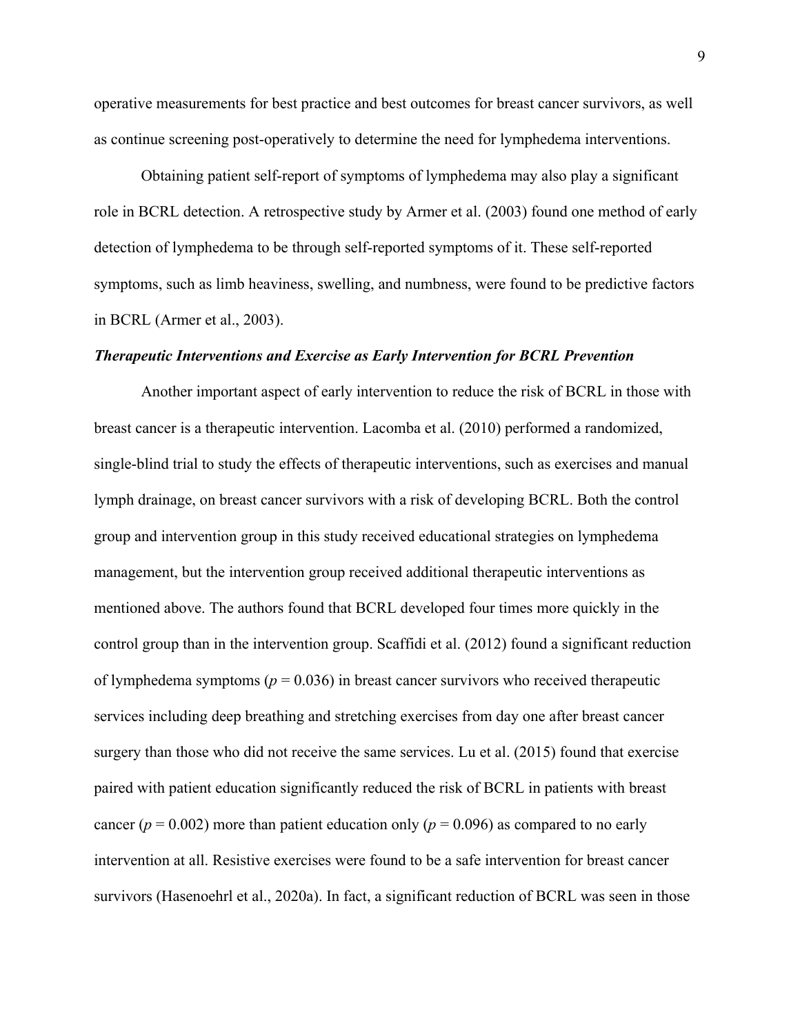operative measurements for best practice and best outcomes for breast cancer survivors, as well as continue screening post-operatively to determine the need for lymphedema interventions.

Obtaining patient self-report of symptoms of lymphedema may also play a significant role in BCRL detection. A retrospective study by Armer et al. (2003) found one method of early detection of lymphedema to be through self-reported symptoms of it. These self-reported symptoms, such as limb heaviness, swelling, and numbness, were found to be predictive factors in BCRL (Armer et al., 2003).

### ***Therapeutic Interventions and Exercise as Early Intervention for BCRL Prevention***

Another important aspect of early intervention to reduce the risk of BCRL in those with breast cancer is a therapeutic intervention. Lacomba et al. (2010) performed a randomized, single-blind trial to study the effects of therapeutic interventions, such as exercises and manual lymph drainage, on breast cancer survivors with a risk of developing BCRL. Both the control group and intervention group in this study received educational strategies on lymphedema management, but the intervention group received additional therapeutic interventions as mentioned above. The authors found that BCRL developed four times more quickly in the control group than in the intervention group. Scaffidi et al. (2012) found a significant reduction of lymphedema symptoms ($p = 0.036$) in breast cancer survivors who received therapeutic services including deep breathing and stretching exercises from day one after breast cancer surgery than those who did not receive the same services. Lu et al. (2015) found that exercise paired with patient education significantly reduced the risk of BCRL in patients with breast cancer ($p = 0.002$) more than patient education only ($p = 0.096$) as compared to no early intervention at all. Resistive exercises were found to be a safe intervention for breast cancer survivors (Hasenoehrl et al., 2020a). In fact, a significant reduction of BCRL was seen in those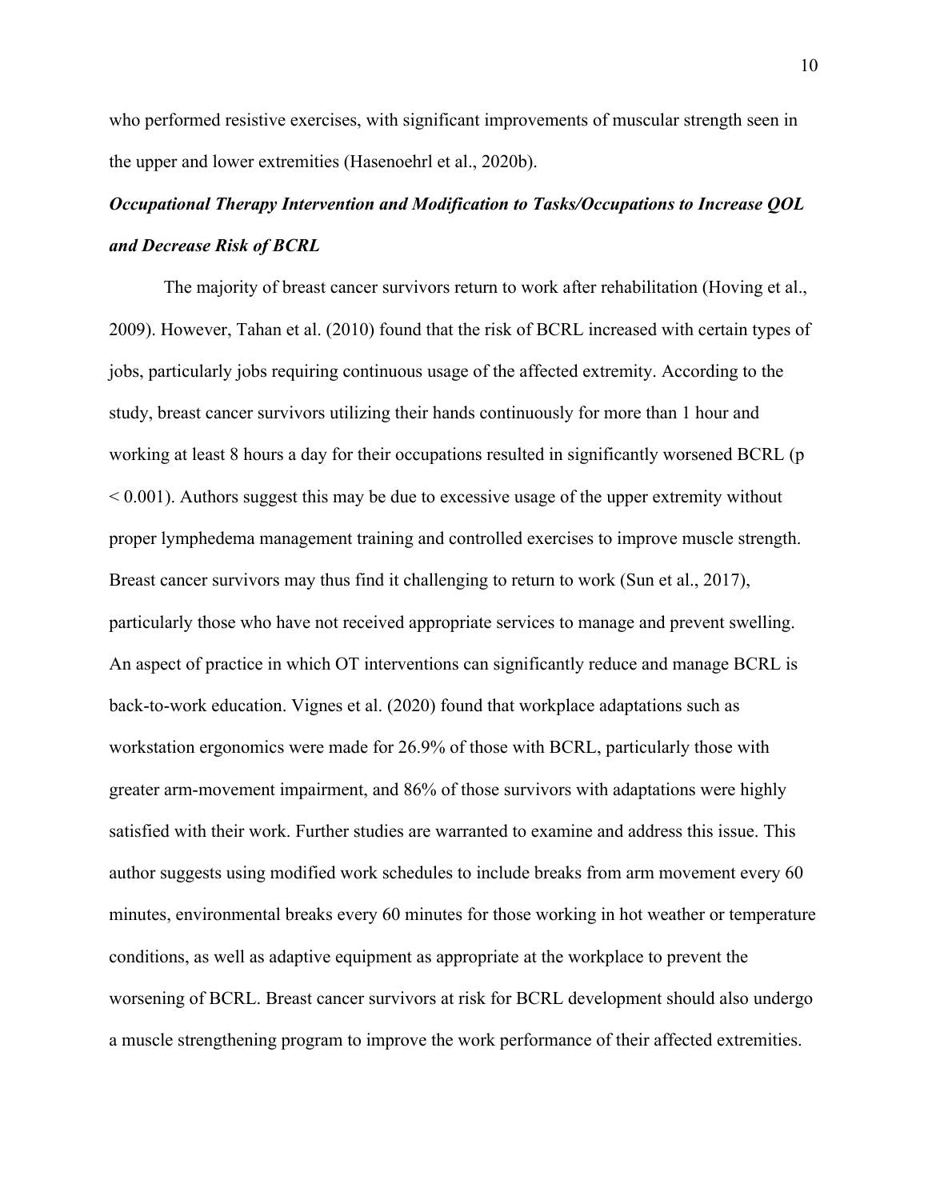who performed resistive exercises, with significant improvements of muscular strength seen in the upper and lower extremities (Hasenoehrl et al., 2020b).

### ***Occupational Therapy Intervention and Modification to Tasks/Occupations to Increase QOL and Decrease Risk of BCRL***

The majority of breast cancer survivors return to work after rehabilitation (Hoving et al., 2009). However, Tahan et al. (2010) found that the risk of BCRL increased with certain types of jobs, particularly jobs requiring continuous usage of the affected extremity. According to the study, breast cancer survivors utilizing their hands continuously for more than 1 hour and working at least 8 hours a day for their occupations resulted in significantly worsened BCRL ($p < 0.001$). Authors suggest this may be due to excessive usage of the upper extremity without proper lymphedema management training and controlled exercises to improve muscle strength. Breast cancer survivors may thus find it challenging to return to work (Sun et al., 2017), particularly those who have not received appropriate services to manage and prevent swelling. An aspect of practice in which OT interventions can significantly reduce and manage BCRL is back-to-work education. Vignes et al. (2020) found that workplace adaptations such as workstation ergonomics were made for 26.9% of those with BCRL, particularly those with greater arm-movement impairment, and 86% of those survivors with adaptations were highly satisfied with their work. Further studies are warranted to examine and address this issue. This author suggests using modified work schedules to include breaks from arm movement every 60 minutes, environmental breaks every 60 minutes for those working in hot weather or temperature conditions, as well as adaptive equipment as appropriate at the workplace to prevent the worsening of BCRL. Breast cancer survivors at risk for BCRL development should also undergo a muscle strengthening program to improve the work performance of their affected extremities.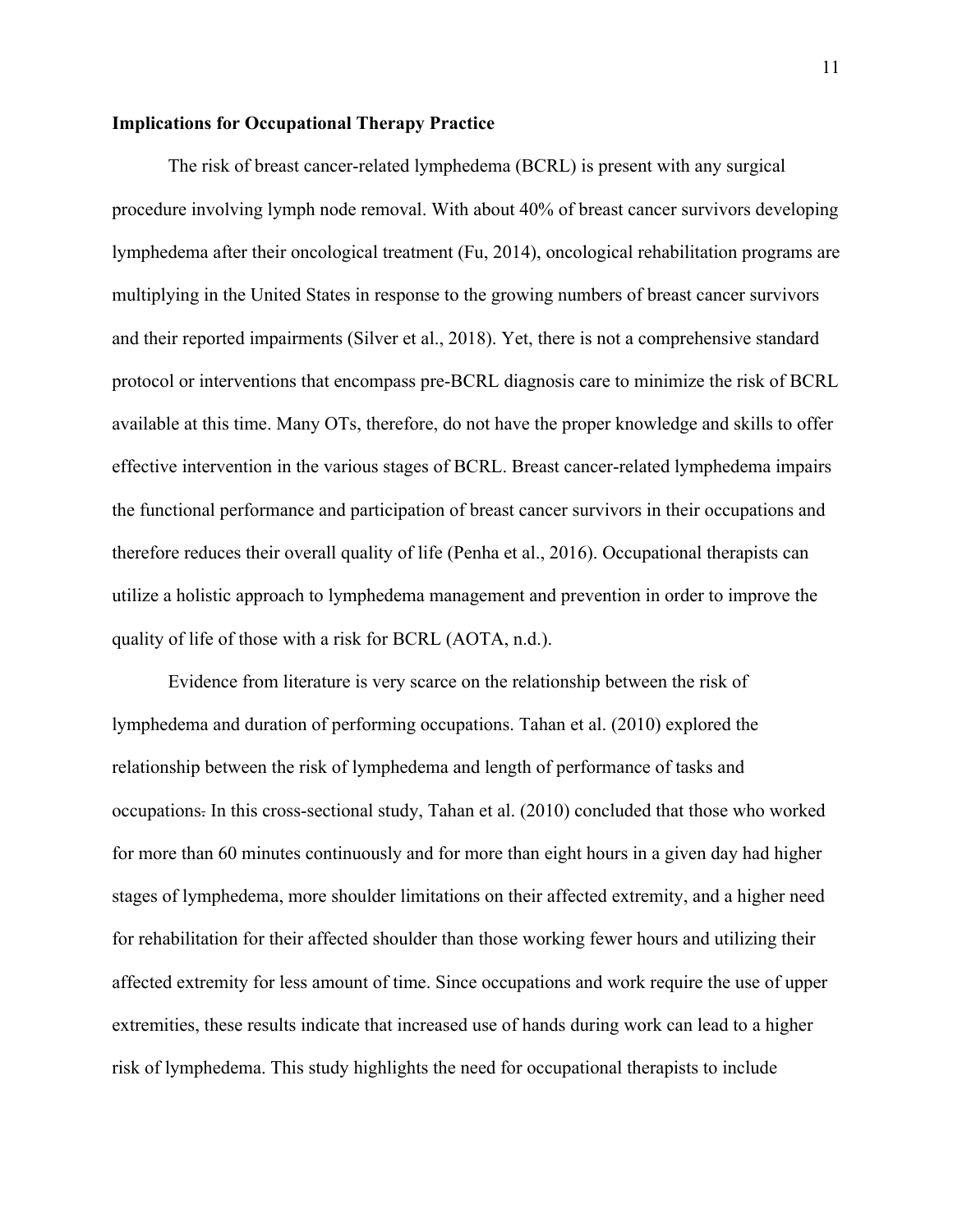**Implications for Occupational Therapy Practice**

The risk of breast cancer-related lymphedema (BCRL) is present with any surgical procedure involving lymph node removal. With about 40% of breast cancer survivors developing lymphedema after their oncological treatment (Fu, 2014), oncological rehabilitation programs are multiplying in the United States in response to the growing numbers of breast cancer survivors and their reported impairments (Silver et al., 2018). Yet, there is not a comprehensive standard protocol or interventions that encompass pre-BCRL diagnosis care to minimize the risk of BCRL available at this time. Many OTs, therefore, do not have the proper knowledge and skills to offer effective intervention in the various stages of BCRL. Breast cancer-related lymphedema impairs the functional performance and participation of breast cancer survivors in their occupations and therefore reduces their overall quality of life (Penha et al., 2016). Occupational therapists can utilize a holistic approach to lymphedema management and prevention in order to improve the quality of life of those with a risk for BCRL (AOTA, n.d.).

Evidence from literature is very scarce on the relationship between the risk of lymphedema and duration of performing occupations. Tahan et al. (2010) explored the relationship between the risk of lymphedema and length of performance of tasks and occupations. In this cross-sectional study, Tahan et al. (2010) concluded that those who worked for more than 60 minutes continuously and for more than eight hours in a given day had higher stages of lymphedema, more shoulder limitations on their affected extremity, and a higher need for rehabilitation for their affected shoulder than those working fewer hours and utilizing their affected extremity for less amount of time. Since occupations and work require the use of upper extremities, these results indicate that increased use of hands during work can lead to a higher risk of lymphedema. This study highlights the need for occupational therapists to include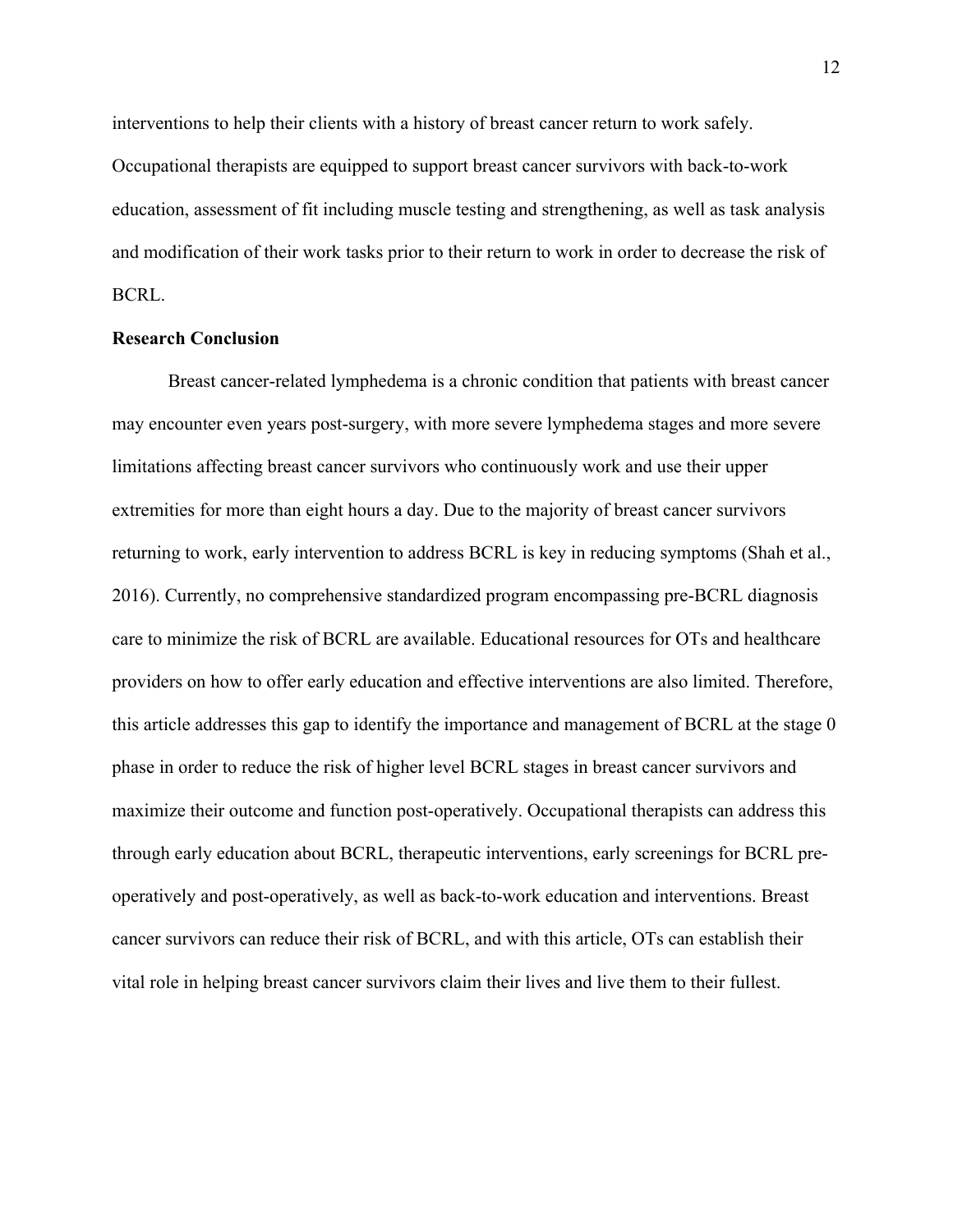interventions to help their clients with a history of breast cancer return to work safely. Occupational therapists are equipped to support breast cancer survivors with back-to-work education, assessment of fit including muscle testing and strengthening, as well as task analysis and modification of their work tasks prior to their return to work in order to decrease the risk of BCRL.

**Research Conclusion**

Breast cancer-related lymphedema is a chronic condition that patients with breast cancer may encounter even years post-surgery, with more severe lymphedema stages and more severe limitations affecting breast cancer survivors who continuously work and use their upper extremities for more than eight hours a day. Due to the majority of breast cancer survivors returning to work, early intervention to address BCRL is key in reducing symptoms (Shah et al., 2016). Currently, no comprehensive standardized program encompassing pre-BCRL diagnosis care to minimize the risk of BCRL are available. Educational resources for OTs and healthcare providers on how to offer early education and effective interventions are also limited. Therefore, this article addresses this gap to identify the importance and management of BCRL at the stage 0 phase in order to reduce the risk of higher level BCRL stages in breast cancer survivors and maximize their outcome and function post-operatively. Occupational therapists can address this through early education about BCRL, therapeutic interventions, early screenings for BCRL pre-operatively and post-operatively, as well as back-to-work education and interventions. Breast cancer survivors can reduce their risk of BCRL, and with this article, OTs can establish their vital role in helping breast cancer survivors claim their lives and live them to their fullest.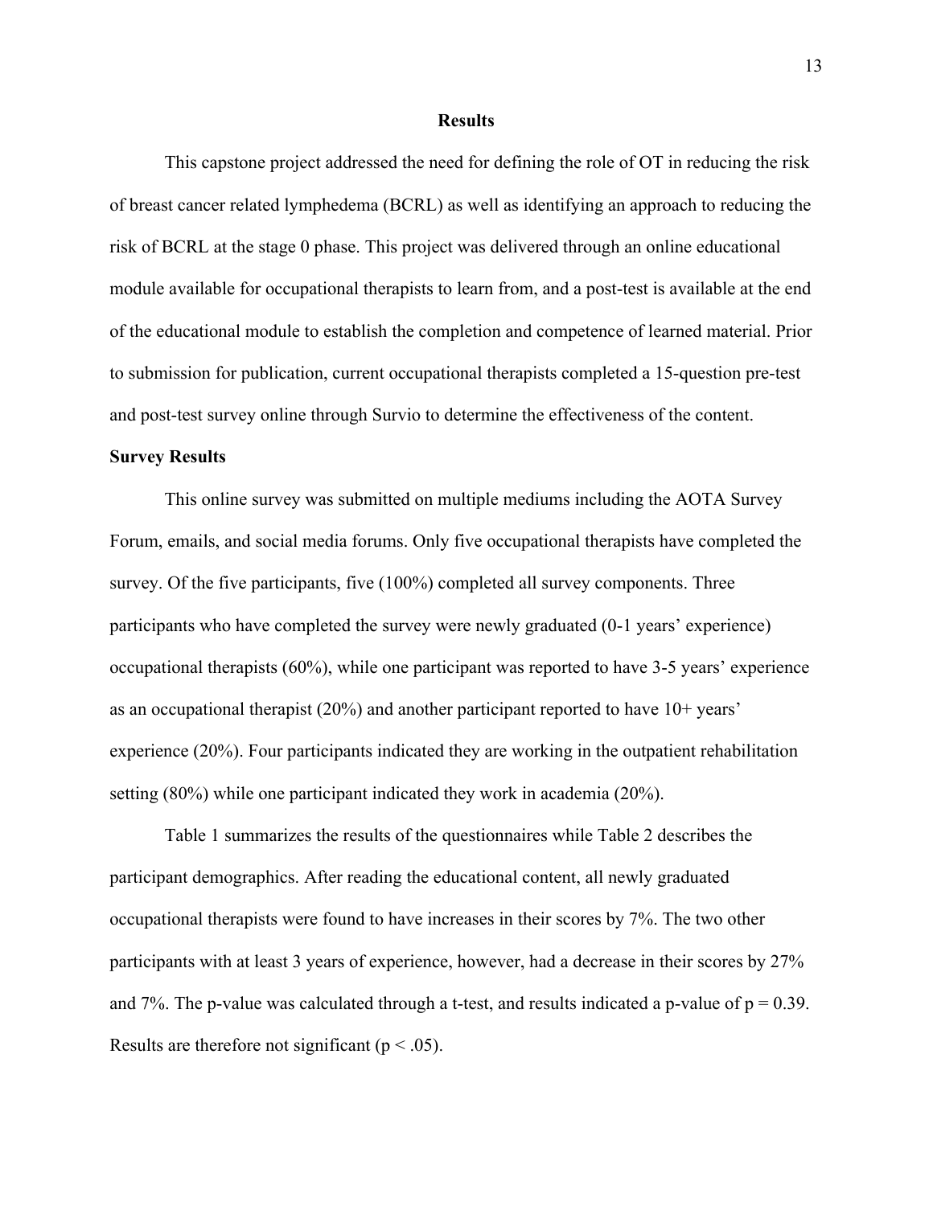# Results

This capstone project addressed the need for defining the role of OT in reducing the risk of breast cancer related lymphedema (BCRL) as well as identifying an approach to reducing the risk of BCRL at the stage 0 phase. This project was delivered through an online educational module available for occupational therapists to learn from, and a post-test is available at the end of the educational module to establish the completion and competence of learned material. Prior to submission for publication, current occupational therapists completed a 15-question pre-test and post-test survey online through Survio to determine the effectiveness of the content.

## Survey Results

This online survey was submitted on multiple mediums including the AOTA Survey Forum, emails, and social media forums. Only five occupational therapists have completed the survey. Of the five participants, five (100%) completed all survey components. Three participants who have completed the survey were newly graduated (0-1 years' experience) occupational therapists (60%), while one participant was reported to have 3-5 years' experience as an occupational therapist (20%) and another participant reported to have 10+ years' experience (20%). Four participants indicated they are working in the outpatient rehabilitation setting (80%) while one participant indicated they work in academia (20%).

Table 1 summarizes the results of the questionnaires while Table 2 describes the participant demographics. After reading the educational content, all newly graduated occupational therapists were found to have increases in their scores by 7%. The two other participants with at least 3 years of experience, however, had a decrease in their scores by 27% and 7%. The p-value was calculated through a t-test, and results indicated a p-value of $p = 0.39$. Results are therefore not significant ($p < .05$).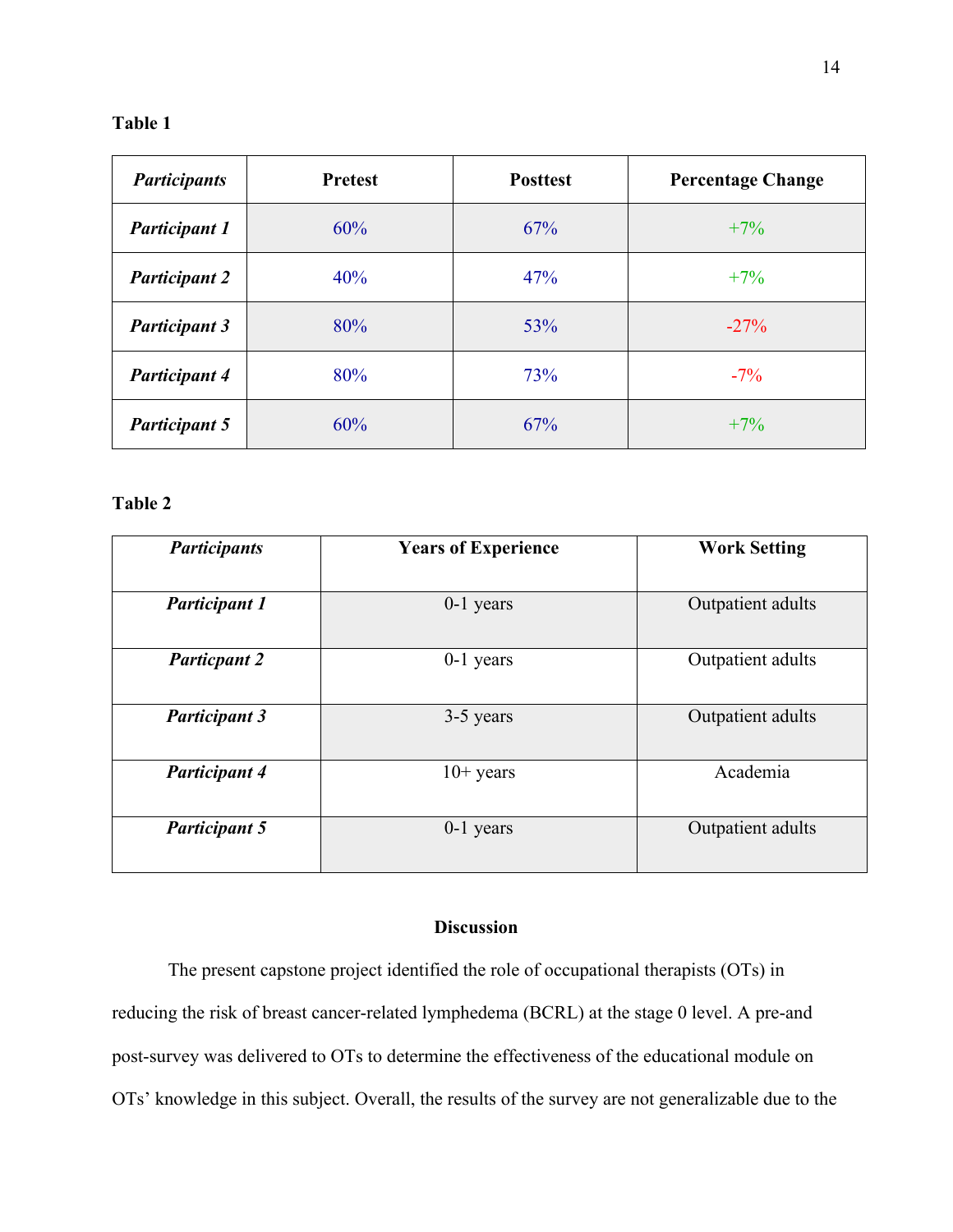**Table 1**

| *Participants* | Pretest | Posttest | Percentage Change |
|---|---|---|---|
| ***Participant 1*** | 60% | 67% | +7% |
| ***Participant 2*** | 40% | 47% | +7% |
| ***Participant 3*** | 80% | 53% | -27% |
| ***Participant 4*** | 80% | 73% | -7% |
| ***Participant 5*** | 60% | 67% | +7% |

**Table 2**

| *Participants* | Years of Experience | Work Setting |
|---|---|---|
| ***Participant 1*** | 0-1 years | Outpatient adults |
| ***Particpant 2*** | 0-1 years | Outpatient adults |
| ***Participant 3*** | 3-5 years | Outpatient adults |
| ***Participant 4*** | 10+ years | Academia |
| ***Participant 5*** | 0-1 years | Outpatient adults |

## Discussion

The present capstone project identified the role of occupational therapists (OTs) in reducing the risk of breast cancer-related lymphedema (BCRL) at the stage 0 level. A pre-and post-survey was delivered to OTs to determine the effectiveness of the educational module on OTs' knowledge in this subject. Overall, the results of the survey are not generalizable due to the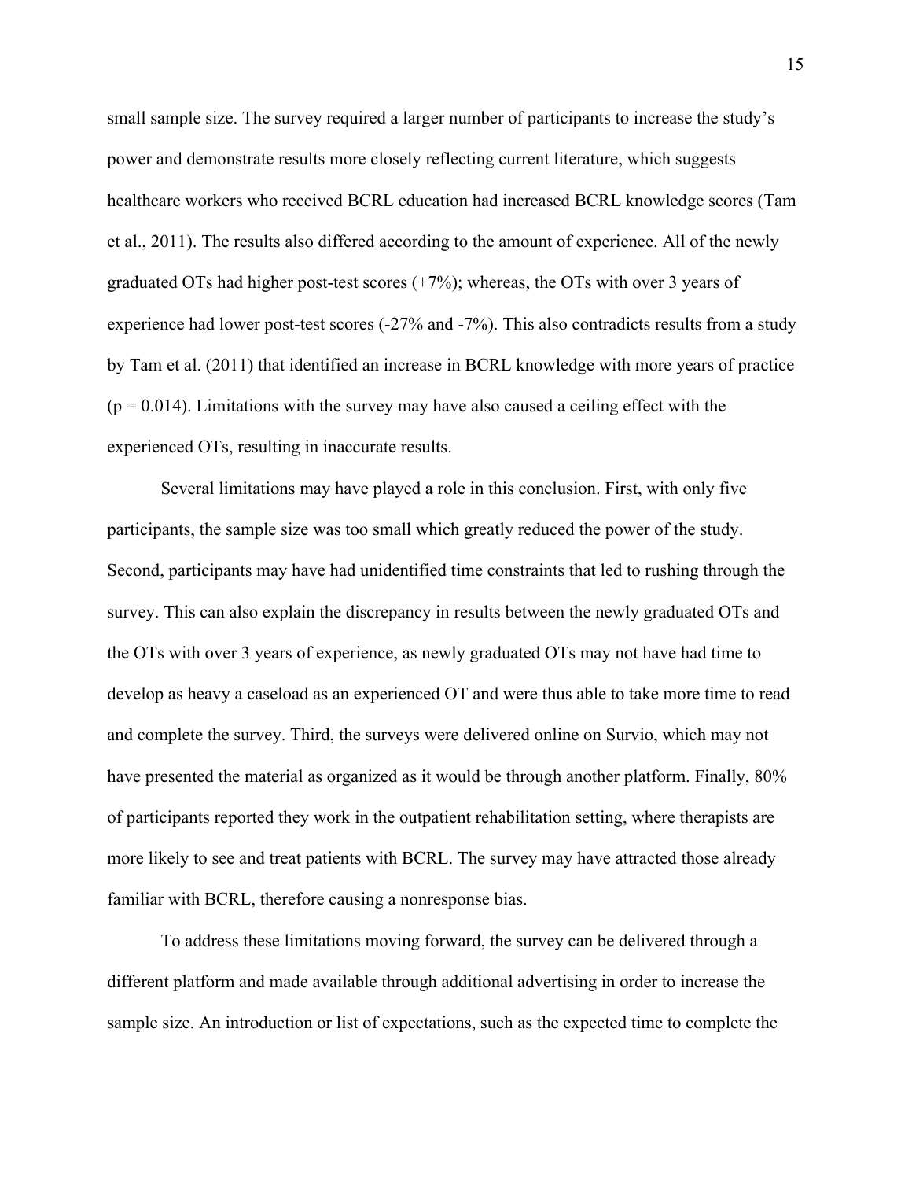small sample size. The survey required a larger number of participants to increase the study's power and demonstrate results more closely reflecting current literature, which suggests healthcare workers who received BCRL education had increased BCRL knowledge scores (Tam et al., 2011). The results also differed according to the amount of experience. All of the newly graduated OTs had higher post-test scores (+7%); whereas, the OTs with over 3 years of experience had lower post-test scores (-27% and -7%). This also contradicts results from a study by Tam et al. (2011) that identified an increase in BCRL knowledge with more years of practice ($p = 0.014$). Limitations with the survey may have also caused a ceiling effect with the experienced OTs, resulting in inaccurate results.

Several limitations may have played a role in this conclusion. First, with only five participants, the sample size was too small which greatly reduced the power of the study. Second, participants may have had unidentified time constraints that led to rushing through the survey. This can also explain the discrepancy in results between the newly graduated OTs and the OTs with over 3 years of experience, as newly graduated OTs may not have had time to develop as heavy a caseload as an experienced OT and were thus able to take more time to read and complete the survey. Third, the surveys were delivered online on Survio, which may not have presented the material as organized as it would be through another platform. Finally, 80% of participants reported they work in the outpatient rehabilitation setting, where therapists are more likely to see and treat patients with BCRL. The survey may have attracted those already familiar with BCRL, therefore causing a nonresponse bias.

To address these limitations moving forward, the survey can be delivered through a different platform and made available through additional advertising in order to increase the sample size. An introduction or list of expectations, such as the expected time to complete the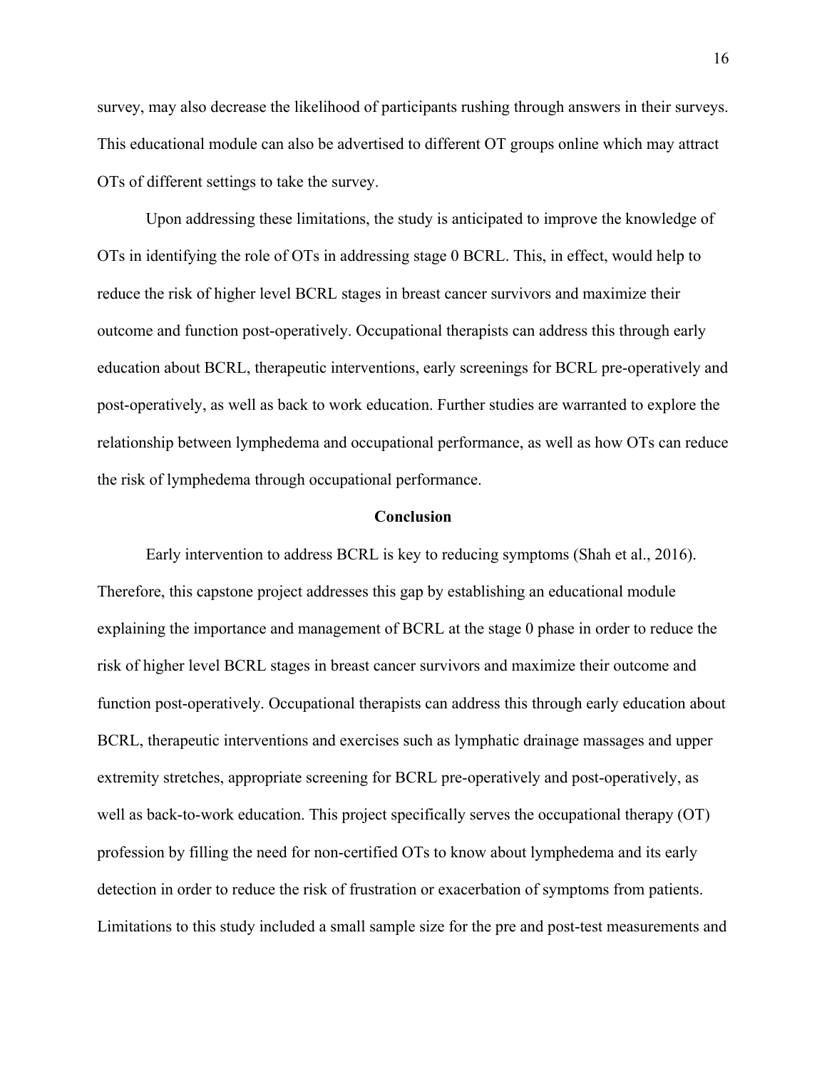survey, may also decrease the likelihood of participants rushing through answers in their surveys. This educational module can also be advertised to different OT groups online which may attract OTs of different settings to take the survey.

Upon addressing these limitations, the study is anticipated to improve the knowledge of OTs in identifying the role of OTs in addressing stage 0 BCRL. This, in effect, would help to reduce the risk of higher level BCRL stages in breast cancer survivors and maximize their outcome and function post-operatively. Occupational therapists can address this through early education about BCRL, therapeutic interventions, early screenings for BCRL pre-operatively and post-operatively, as well as back to work education. Further studies are warranted to explore the relationship between lymphedema and occupational performance, as well as how OTs can reduce the risk of lymphedema through occupational performance.

## Conclusion

Early intervention to address BCRL is key to reducing symptoms (Shah et al., 2016). Therefore, this capstone project addresses this gap by establishing an educational module explaining the importance and management of BCRL at the stage 0 phase in order to reduce the risk of higher level BCRL stages in breast cancer survivors and maximize their outcome and function post-operatively. Occupational therapists can address this through early education about BCRL, therapeutic interventions and exercises such as lymphatic drainage massages and upper extremity stretches, appropriate screening for BCRL pre-operatively and post-operatively, as well as back-to-work education. This project specifically serves the occupational therapy (OT) profession by filling the need for non-certified OTs to know about lymphedema and its early detection in order to reduce the risk of frustration or exacerbation of symptoms from patients. Limitations to this study included a small sample size for the pre and post-test measurements and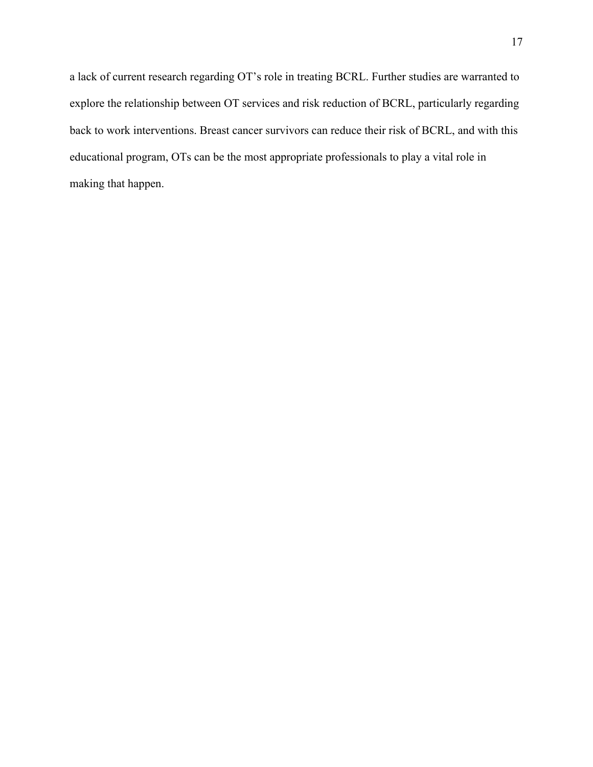a lack of current research regarding OT's role in treating BCRL. Further studies are warranted to explore the relationship between OT services and risk reduction of BCRL, particularly regarding back to work interventions. Breast cancer survivors can reduce their risk of BCRL, and with this educational program, OTs can be the most appropriate professionals to play a vital role in making that happen.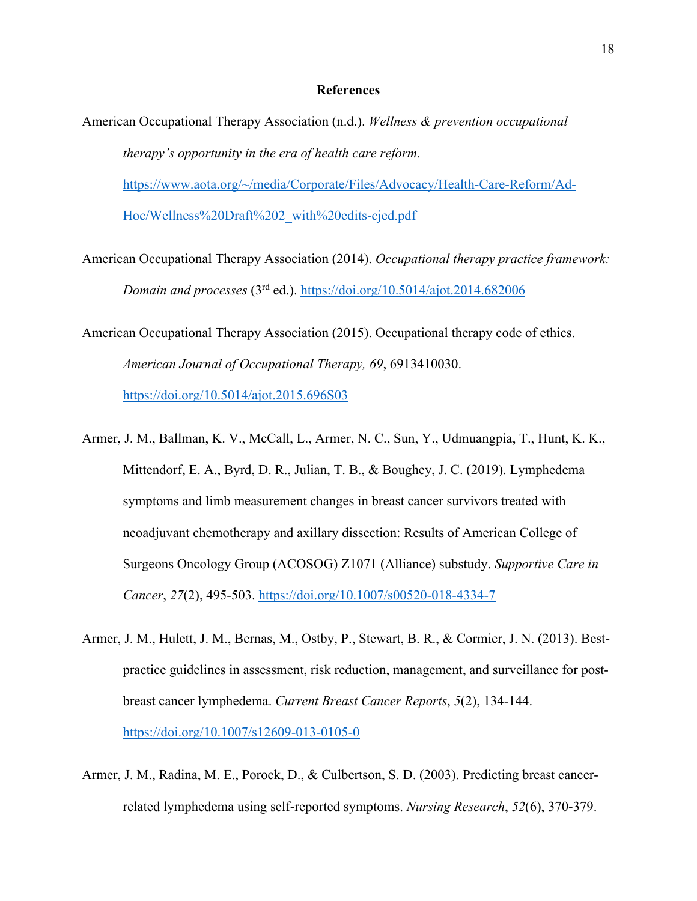## References

American Occupational Therapy Association (n.d.). *Wellness & prevention occupational therapy's opportunity in the era of health care reform.* https://www.aota.org/~/media/Corporate/Files/Advocacy/Health-Care-Reform/Ad-Hoc/Wellness%20Draft%202_with%20edits-cjed.pdf

American Occupational Therapy Association (2014). *Occupational therapy practice framework: Domain and processes* (3rd ed.). https://doi.org/10.5014/ajot.2014.682006

American Occupational Therapy Association (2015). Occupational therapy code of ethics. *American Journal of Occupational Therapy, 69*, 6913410030. https://doi.org/10.5014/ajot.2015.696S03

Armer, J. M., Ballman, K. V., McCall, L., Armer, N. C., Sun, Y., Udmuangpia, T., Hunt, K. K., Mittendorf, E. A., Byrd, D. R., Julian, T. B., & Boughey, J. C. (2019). Lymphedema symptoms and limb measurement changes in breast cancer survivors treated with neoadjuvant chemotherapy and axillary dissection: Results of American College of Surgeons Oncology Group (ACOSOG) Z1071 (Alliance) substudy. *Supportive Care in Cancer*, *27*(2), 495-503. https://doi.org/10.1007/s00520-018-4334-7

Armer, J. M., Hulett, J. M., Bernas, M., Ostby, P., Stewart, B. R., & Cormier, J. N. (2013). Best-practice guidelines in assessment, risk reduction, management, and surveillance for post-breast cancer lymphedema. *Current Breast Cancer Reports*, *5*(2), 134-144. https://doi.org/10.1007/s12609-013-0105-0

Armer, J. M., Radina, M. E., Porock, D., & Culbertson, S. D. (2003). Predicting breast cancer-related lymphedema using self-reported symptoms. *Nursing Research*, *52*(6), 370-379.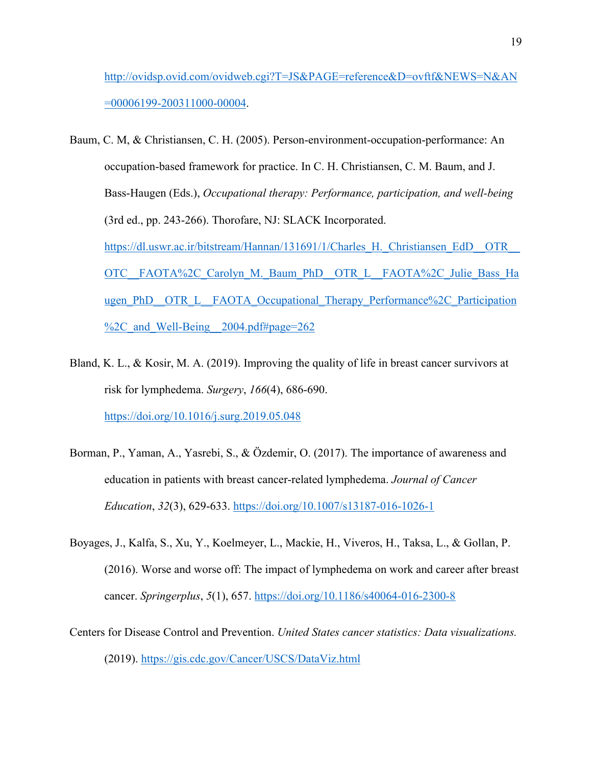http://ovidsp.ovid.com/ovidweb.cgi?T=JS&PAGE=reference&D=ovftf&NEWS=N&AN=00006199-200311000-00004.

Baum, C. M, & Christiansen, C. H. (2005). Person-environment-occupation-performance: An occupation-based framework for practice. In C. H. Christiansen, C. M. Baum, and J. Bass-Haugen (Eds.), *Occupational therapy: Performance, participation, and well-being* (3rd ed., pp. 243-266). Thorofare, NJ: SLACK Incorporated. https://dl.uswr.ac.ir/bitstream/Hannan/131691/1/Charles_H._Christiansen_EdD__OTR__OTC__FAOTA%2C_Carolyn_M._Baum_PhD__OTR_L__FAOTA%2C_Julie_Bass_Haugen_PhD__OTR_L__FAOTA_Occupational_Therapy_Performance%2C_Participation%2C_and_Well-Being__2004.pdf#page=262

Bland, K. L., & Kosir, M. A. (2019). Improving the quality of life in breast cancer survivors at risk for lymphedema. *Surgery*, *166*(4), 686-690. https://doi.org/10.1016/j.surg.2019.05.048

Borman, P., Yaman, A., Yasrebi, S., & Özdemir, O. (2017). The importance of awareness and education in patients with breast cancer-related lymphedema. *Journal of Cancer Education*, *32*(3), 629-633. https://doi.org/10.1007/s13187-016-1026-1

Boyages, J., Kalfa, S., Xu, Y., Koelmeyer, L., Mackie, H., Viveros, H., Taksa, L., & Gollan, P. (2016). Worse and worse off: The impact of lymphedema on work and career after breast cancer. *Springerplus*, *5*(1), 657. https://doi.org/10.1186/s40064-016-2300-8

Centers for Disease Control and Prevention. *United States cancer statistics: Data visualizations.* (2019). https://gis.cdc.gov/Cancer/USCS/DataViz.html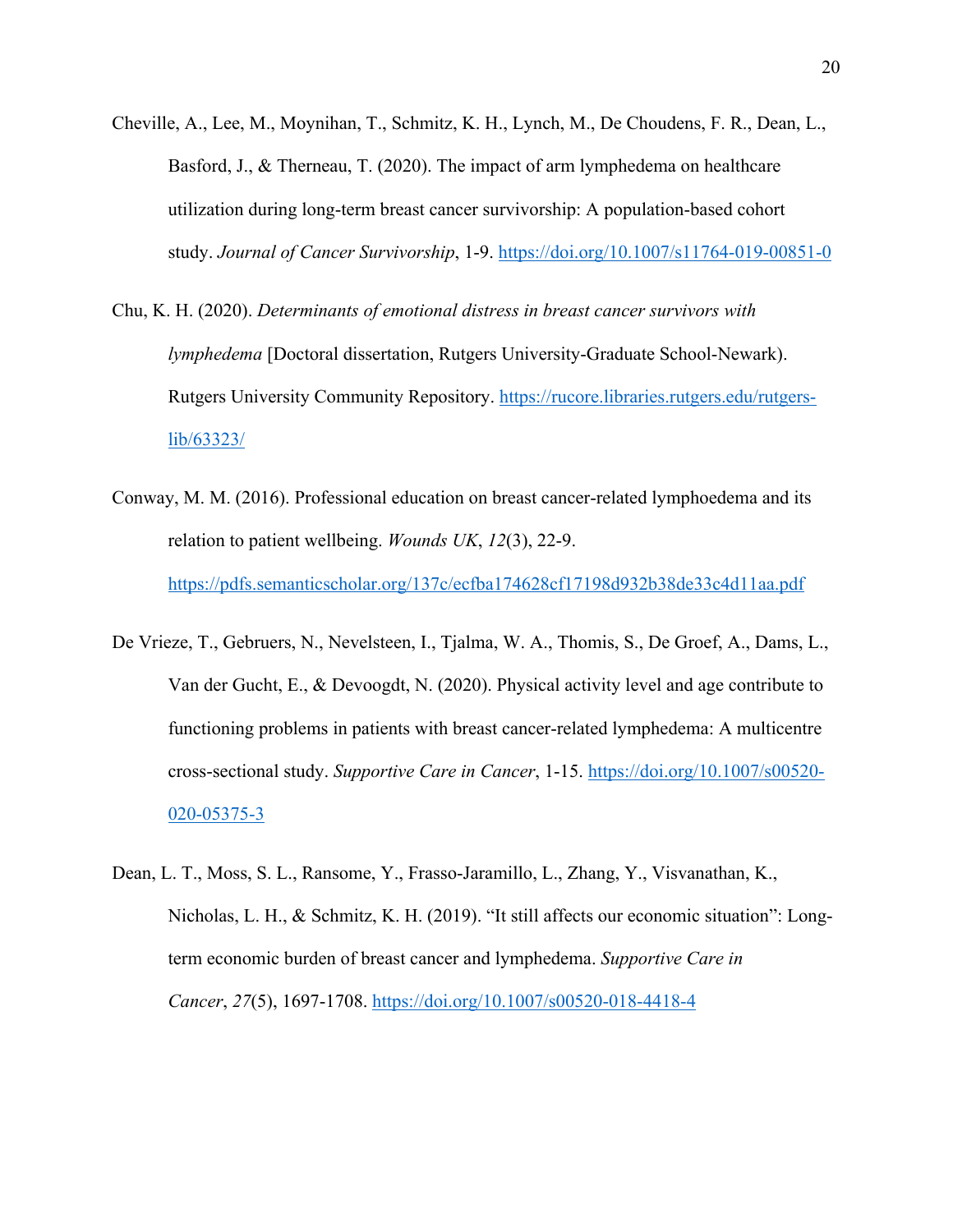Cheville, A., Lee, M., Moynihan, T., Schmitz, K. H., Lynch, M., De Choudens, F. R., Dean, L., Basford, J., & Therneau, T. (2020). The impact of arm lymphedema on healthcare utilization during long-term breast cancer survivorship: A population-based cohort study. *Journal of Cancer Survivorship*, 1-9. https://doi.org/10.1007/s11764-019-00851-0

Chu, K. H. (2020). *Determinants of emotional distress in breast cancer survivors with lymphedema* [Doctoral dissertation, Rutgers University-Graduate School-Newark). Rutgers University Community Repository. https://rucore.libraries.rutgers.edu/rutgers-lib/63323/

Conway, M. M. (2016). Professional education on breast cancer-related lymphoedema and its relation to patient wellbeing. *Wounds UK*, *12*(3), 22-9. https://pdfs.semanticscholar.org/137c/ecfba174628cf17198d932b38de33c4d11aa.pdf

De Vrieze, T., Gebruers, N., Nevelsteen, I., Tjalma, W. A., Thomis, S., De Groef, A., Dams, L., Van der Gucht, E., & Devoogdt, N. (2020). Physical activity level and age contribute to functioning problems in patients with breast cancer-related lymphedema: A multicentre cross-sectional study. *Supportive Care in Cancer*, 1-15. https://doi.org/10.1007/s00520-020-05375-3

Dean, L. T., Moss, S. L., Ransome, Y., Frasso-Jaramillo, L., Zhang, Y., Visvanathan, K., Nicholas, L. H., & Schmitz, K. H. (2019). "It still affects our economic situation": Long-term economic burden of breast cancer and lymphedema. *Supportive Care in Cancer*, *27*(5), 1697-1708. https://doi.org/10.1007/s00520-018-4418-4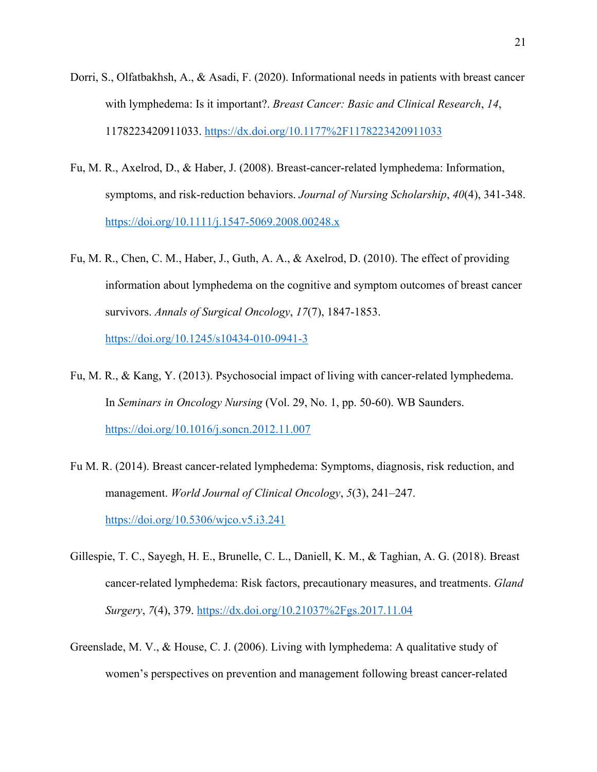Dorri, S., Olfatbakhsh, A., & Asadi, F. (2020). Informational needs in patients with breast cancer with lymphedema: Is it important?. *Breast Cancer: Basic and Clinical Research*, *14*, 1178223420911033. https://dx.doi.org/10.1177%2F1178223420911033

Fu, M. R., Axelrod, D., & Haber, J. (2008). Breast-cancer-related lymphedema: Information, symptoms, and risk-reduction behaviors. *Journal of Nursing Scholarship*, *40*(4), 341-348. https://doi.org/10.1111/j.1547-5069.2008.00248.x

Fu, M. R., Chen, C. M., Haber, J., Guth, A. A., & Axelrod, D. (2010). The effect of providing information about lymphedema on the cognitive and symptom outcomes of breast cancer survivors. *Annals of Surgical Oncology*, *17*(7), 1847-1853. https://doi.org/10.1245/s10434-010-0941-3

Fu, M. R., & Kang, Y. (2013). Psychosocial impact of living with cancer-related lymphedema. In *Seminars in Oncology Nursing* (Vol. 29, No. 1, pp. 50-60). WB Saunders. https://doi.org/10.1016/j.soncn.2012.11.007

Fu M. R. (2014). Breast cancer-related lymphedema: Symptoms, diagnosis, risk reduction, and management. *World Journal of Clinical Oncology*, *5*(3), 241–247. https://doi.org/10.5306/wjco.v5.i3.241

Gillespie, T. C., Sayegh, H. E., Brunelle, C. L., Daniell, K. M., & Taghian, A. G. (2018). Breast cancer-related lymphedema: Risk factors, precautionary measures, and treatments. *Gland Surgery*, *7*(4), 379. https://dx.doi.org/10.21037%2Fgs.2017.11.04

Greenslade, M. V., & House, C. J. (2006). Living with lymphedema: A qualitative study of women's perspectives on prevention and management following breast cancer-related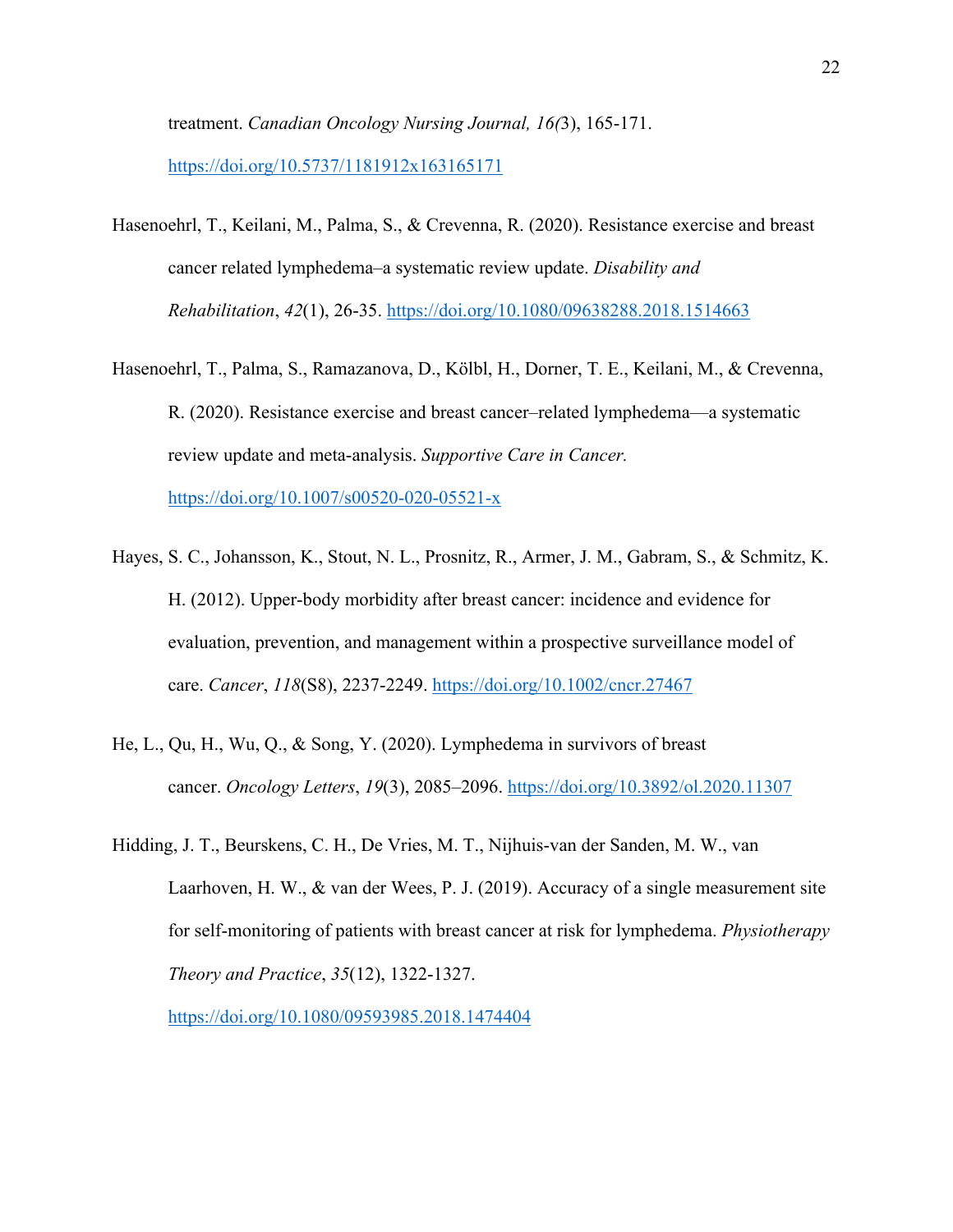treatment. *Canadian Oncology Nursing Journal, 16(*3), 165-171. https://doi.org/10.5737/1181912x163165171

Hasenoehrl, T., Keilani, M., Palma, S., & Crevenna, R. (2020). Resistance exercise and breast cancer related lymphedema–a systematic review update. *Disability and Rehabilitation*, *42*(1), 26-35. https://doi.org/10.1080/09638288.2018.1514663

Hasenoehrl, T., Palma, S., Ramazanova, D., Kölbl, H., Dorner, T. E., Keilani, M., & Crevenna, R. (2020). Resistance exercise and breast cancer–related lymphedema—a systematic review update and meta-analysis. *Supportive Care in Cancer.* https://doi.org/10.1007/s00520-020-05521-x

Hayes, S. C., Johansson, K., Stout, N. L., Prosnitz, R., Armer, J. M., Gabram, S., & Schmitz, K. H. (2012). Upper-body morbidity after breast cancer: incidence and evidence for evaluation, prevention, and management within a prospective surveillance model of care. *Cancer*, *118*(S8), 2237-2249. https://doi.org/10.1002/cncr.27467

He, L., Qu, H., Wu, Q., & Song, Y. (2020). Lymphedema in survivors of breast cancer. *Oncology Letters*, *19*(3), 2085–2096. https://doi.org/10.3892/ol.2020.11307

Hidding, J. T., Beurskens, C. H., De Vries, M. T., Nijhuis-van der Sanden, M. W., van Laarhoven, H. W., & van der Wees, P. J. (2019). Accuracy of a single measurement site for self-monitoring of patients with breast cancer at risk for lymphedema. *Physiotherapy Theory and Practice*, *35*(12), 1322-1327. https://doi.org/10.1080/09593985.2018.1474404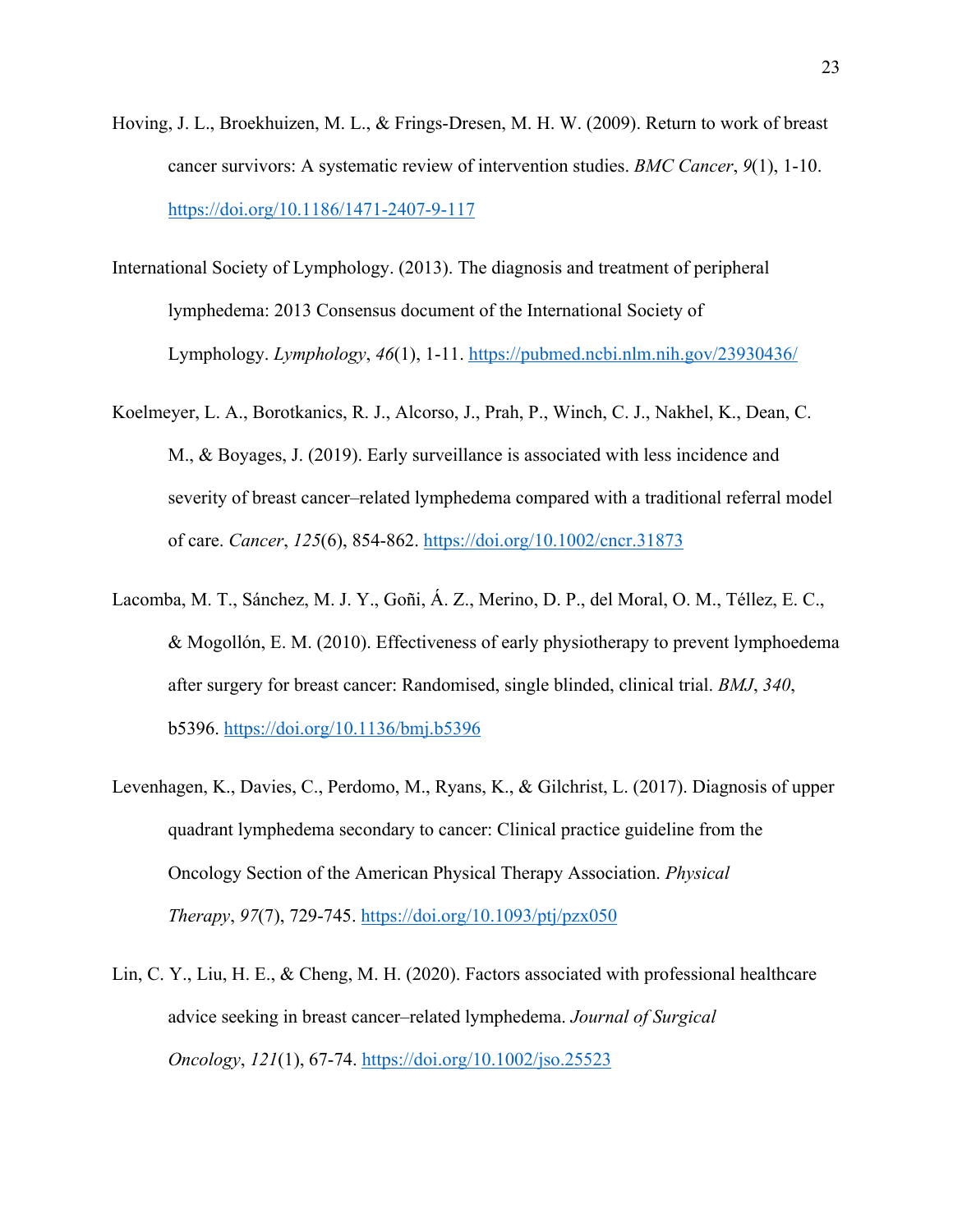Hoving, J. L., Broekhuizen, M. L., & Frings-Dresen, M. H. W. (2009). Return to work of breast cancer survivors: A systematic review of intervention studies. *BMC Cancer*, *9*(1), 1-10. https://doi.org/10.1186/1471-2407-9-117

International Society of Lymphology. (2013). The diagnosis and treatment of peripheral lymphedema: 2013 Consensus document of the International Society of Lymphology. *Lymphology*, *46*(1), 1-11. https://pubmed.ncbi.nlm.nih.gov/23930436/

Koelmeyer, L. A., Borotkanics, R. J., Alcorso, J., Prah, P., Winch, C. J., Nakhel, K., Dean, C. M., & Boyages, J. (2019). Early surveillance is associated with less incidence and severity of breast cancer–related lymphedema compared with a traditional referral model of care. *Cancer*, *125*(6), 854-862. https://doi.org/10.1002/cncr.31873

Lacomba, M. T., Sánchez, M. J. Y., Goñi, Á. Z., Merino, D. P., del Moral, O. M., Téllez, E. C., & Mogollón, E. M. (2010). Effectiveness of early physiotherapy to prevent lymphoedema after surgery for breast cancer: Randomised, single blinded, clinical trial. *BMJ*, *340*, b5396. https://doi.org/10.1136/bmj.b5396

Levenhagen, K., Davies, C., Perdomo, M., Ryans, K., & Gilchrist, L. (2017). Diagnosis of upper quadrant lymphedema secondary to cancer: Clinical practice guideline from the Oncology Section of the American Physical Therapy Association. *Physical Therapy*, *97*(7), 729-745. https://doi.org/10.1093/ptj/pzx050

Lin, C. Y., Liu, H. E., & Cheng, M. H. (2020). Factors associated with professional healthcare advice seeking in breast cancer–related lymphedema. *Journal of Surgical Oncology*, *121*(1), 67-74. https://doi.org/10.1002/jso.25523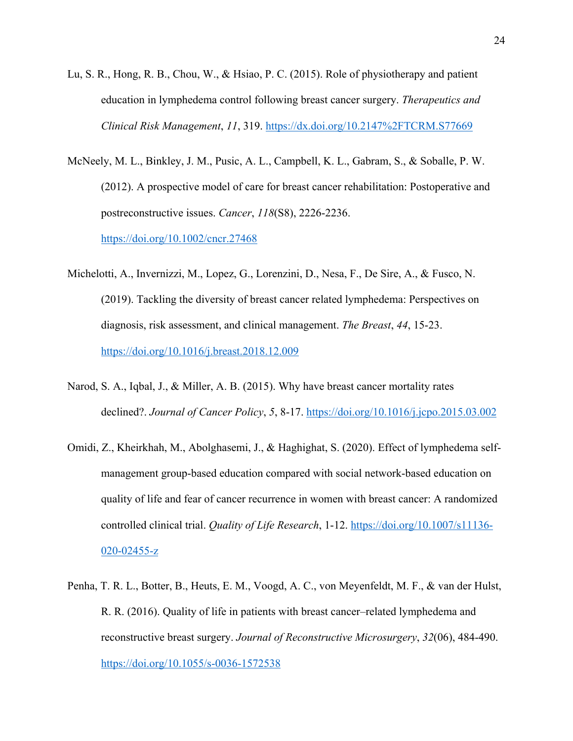Lu, S. R., Hong, R. B., Chou, W., & Hsiao, P. C. (2015). Role of physiotherapy and patient education in lymphedema control following breast cancer surgery. *Therapeutics and Clinical Risk Management*, *11*, 319. https://dx.doi.org/10.2147%2FTCRM.S77669

McNeely, M. L., Binkley, J. M., Pusic, A. L., Campbell, K. L., Gabram, S., & Soballe, P. W. (2012). A prospective model of care for breast cancer rehabilitation: Postoperative and postreconstructive issues. *Cancer*, *118*(S8), 2226-2236. https://doi.org/10.1002/cncr.27468

Michelotti, A., Invernizzi, M., Lopez, G., Lorenzini, D., Nesa, F., De Sire, A., & Fusco, N. (2019). Tackling the diversity of breast cancer related lymphedema: Perspectives on diagnosis, risk assessment, and clinical management. *The Breast*, *44*, 15-23. https://doi.org/10.1016/j.breast.2018.12.009

Narod, S. A., Iqbal, J., & Miller, A. B. (2015). Why have breast cancer mortality rates declined?. *Journal of Cancer Policy*, *5*, 8-17. https://doi.org/10.1016/j.jcpo.2015.03.002

Omidi, Z., Kheirkhah, M., Abolghasemi, J., & Haghighat, S. (2020). Effect of lymphedema self-management group-based education compared with social network-based education on quality of life and fear of cancer recurrence in women with breast cancer: A randomized controlled clinical trial. *Quality of Life Research*, 1-12. https://doi.org/10.1007/s11136-020-02455-z

Penha, T. R. L., Botter, B., Heuts, E. M., Voogd, A. C., von Meyenfeldt, M. F., & van der Hulst, R. R. (2016). Quality of life in patients with breast cancer–related lymphedema and reconstructive breast surgery. *Journal of Reconstructive Microsurgery*, *32*(06), 484-490. https://doi.org/10.1055/s-0036-1572538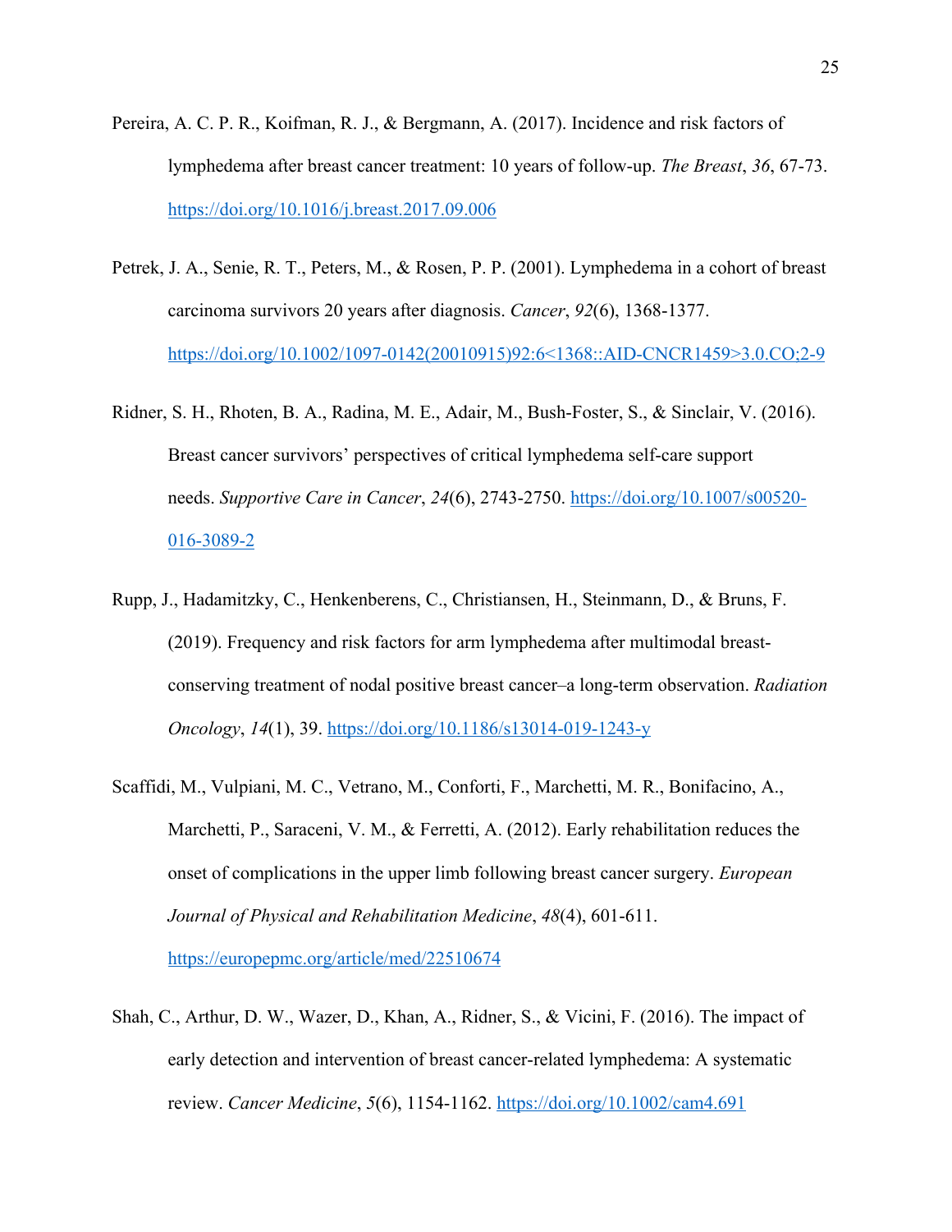Pereira, A. C. P. R., Koifman, R. J., & Bergmann, A. (2017). Incidence and risk factors of lymphedema after breast cancer treatment: 10 years of follow-up. *The Breast*, *36*, 67-73. https://doi.org/10.1016/j.breast.2017.09.006

Petrek, J. A., Senie, R. T., Peters, M., & Rosen, P. P. (2001). Lymphedema in a cohort of breast carcinoma survivors 20 years after diagnosis. *Cancer*, *92*(6), 1368-1377. https://doi.org/10.1002/1097-0142(20010915)92:6<1368::AID-CNCR1459>3.0.CO;2-9

Ridner, S. H., Rhoten, B. A., Radina, M. E., Adair, M., Bush-Foster, S., & Sinclair, V. (2016). Breast cancer survivors' perspectives of critical lymphedema self-care support needs. *Supportive Care in Cancer*, *24*(6), 2743-2750. https://doi.org/10.1007/s00520-016-3089-2

Rupp, J., Hadamitzky, C., Henkenberens, C., Christiansen, H., Steinmann, D., & Bruns, F. (2019). Frequency and risk factors for arm lymphedema after multimodal breast-conserving treatment of nodal positive breast cancer–a long-term observation. *Radiation Oncology*, *14*(1), 39. https://doi.org/10.1186/s13014-019-1243-y

Scaffidi, M., Vulpiani, M. C., Vetrano, M., Conforti, F., Marchetti, M. R., Bonifacino, A., Marchetti, P., Saraceni, V. M., & Ferretti, A. (2012). Early rehabilitation reduces the onset of complications in the upper limb following breast cancer surgery. *European Journal of Physical and Rehabilitation Medicine*, *48*(4), 601-611. https://europepmc.org/article/med/22510674

Shah, C., Arthur, D. W., Wazer, D., Khan, A., Ridner, S., & Vicini, F. (2016). The impact of early detection and intervention of breast cancer-related lymphedema: A systematic review. *Cancer Medicine*, *5*(6), 1154-1162. https://doi.org/10.1002/cam4.691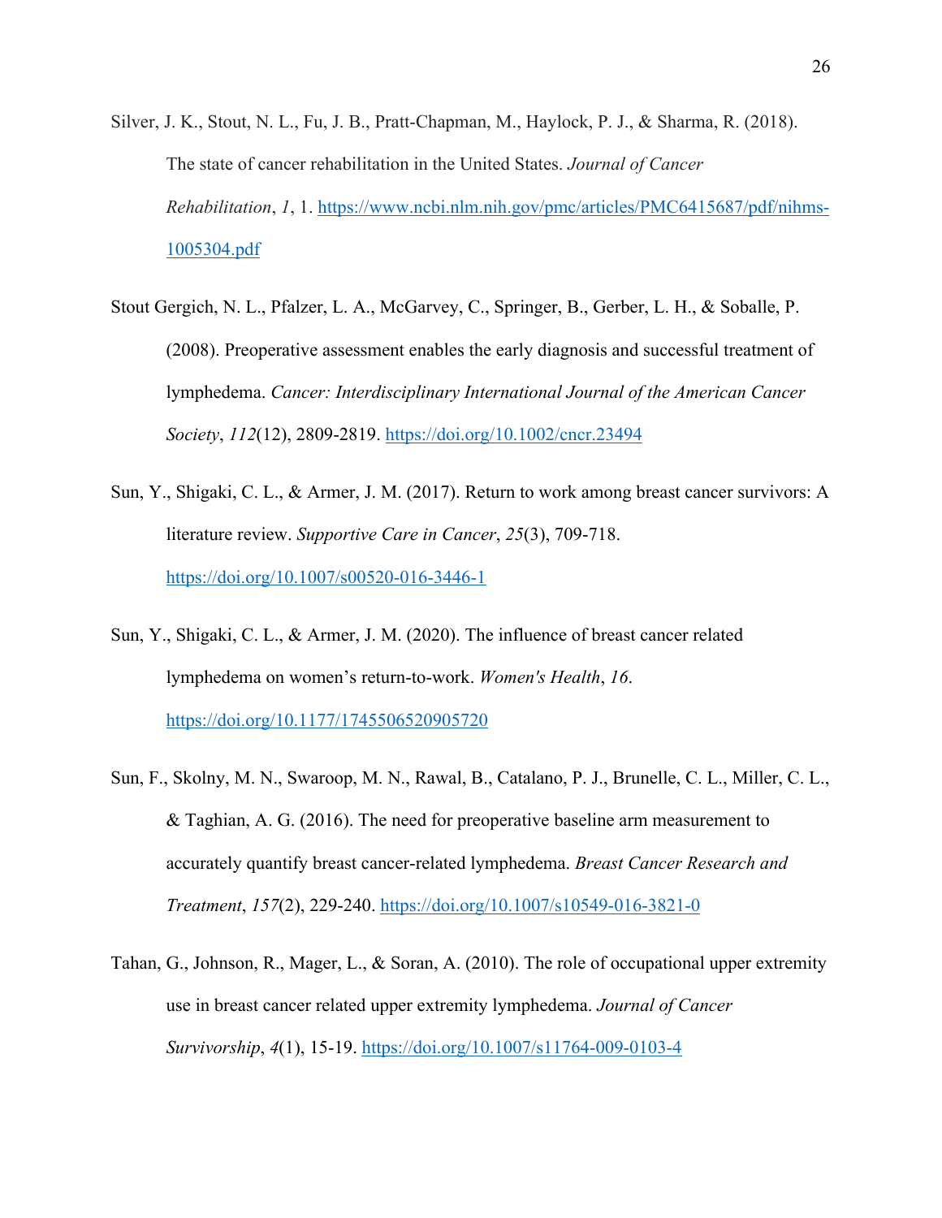Silver, J. K., Stout, N. L., Fu, J. B., Pratt-Chapman, M., Haylock, P. J., & Sharma, R. (2018). The state of cancer rehabilitation in the United States. *Journal of Cancer Rehabilitation*, *1*, 1. https://www.ncbi.nlm.nih.gov/pmc/articles/PMC6415687/pdf/nihms-1005304.pdf

Stout Gergich, N. L., Pfalzer, L. A., McGarvey, C., Springer, B., Gerber, L. H., & Soballe, P. (2008). Preoperative assessment enables the early diagnosis and successful treatment of lymphedema. *Cancer: Interdisciplinary International Journal of the American Cancer Society*, *112*(12), 2809-2819. https://doi.org/10.1002/cncr.23494

Sun, Y., Shigaki, C. L., & Armer, J. M. (2017). Return to work among breast cancer survivors: A literature review. *Supportive Care in Cancer*, *25*(3), 709-718. https://doi.org/10.1007/s00520-016-3446-1

Sun, Y., Shigaki, C. L., & Armer, J. M. (2020). The influence of breast cancer related lymphedema on women's return-to-work. *Women's Health*, *16*. https://doi.org/10.1177/1745506520905720

Sun, F., Skolny, M. N., Swaroop, M. N., Rawal, B., Catalano, P. J., Brunelle, C. L., Miller, C. L., & Taghian, A. G. (2016). The need for preoperative baseline arm measurement to accurately quantify breast cancer-related lymphedema. *Breast Cancer Research and Treatment*, *157*(2), 229-240. https://doi.org/10.1007/s10549-016-3821-0

Tahan, G., Johnson, R., Mager, L., & Soran, A. (2010). The role of occupational upper extremity use in breast cancer related upper extremity lymphedema. *Journal of Cancer Survivorship*, *4*(1), 15-19. https://doi.org/10.1007/s11764-009-0103-4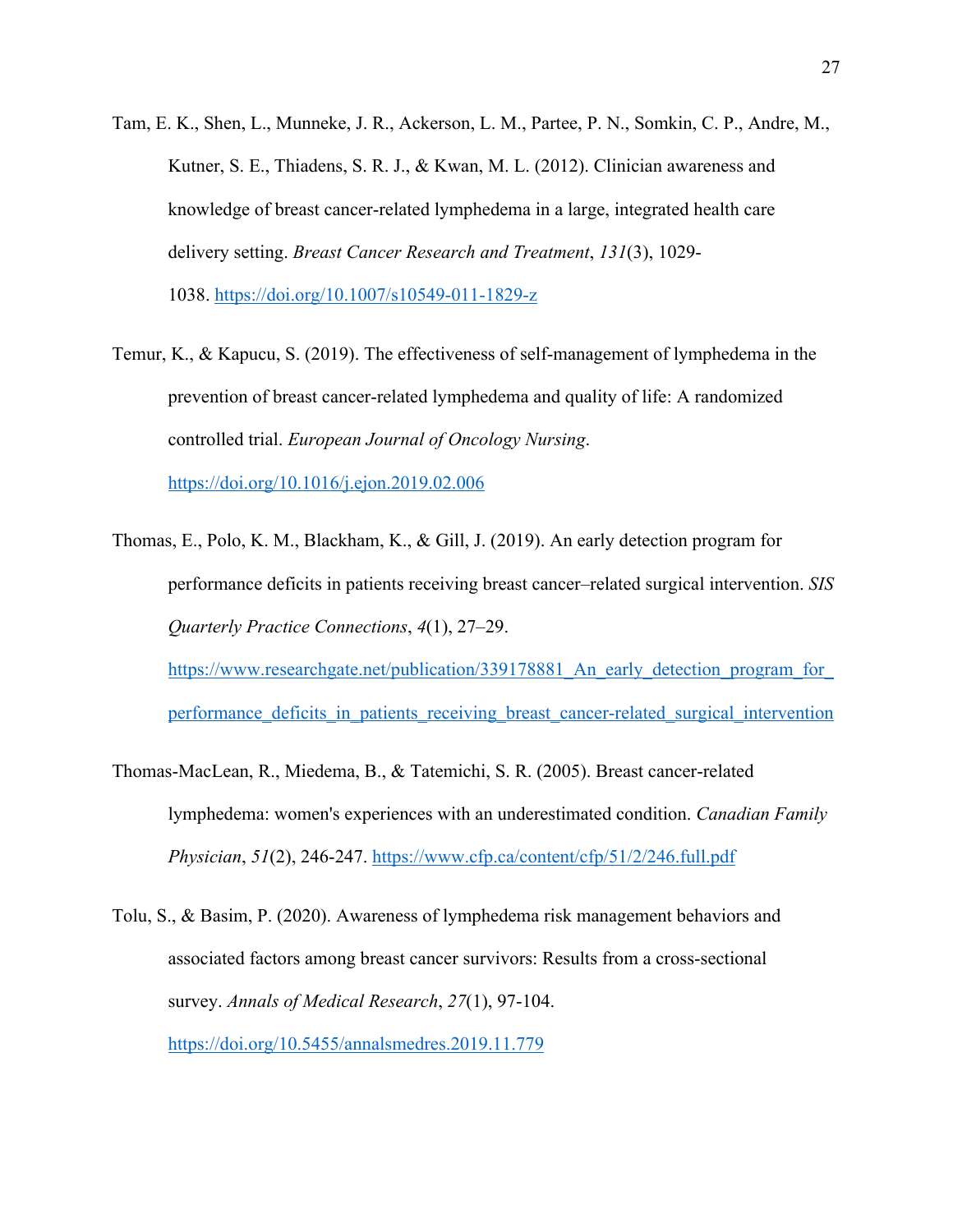Tam, E. K., Shen, L., Munneke, J. R., Ackerson, L. M., Partee, P. N., Somkin, C. P., Andre, M., Kutner, S. E., Thiadens, S. R. J., & Kwan, M. L. (2012). Clinician awareness and knowledge of breast cancer-related lymphedema in a large, integrated health care delivery setting. *Breast Cancer Research and Treatment*, *131*(3), 1029-1038. https://doi.org/10.1007/s10549-011-1829-z

Temur, K., & Kapucu, S. (2019). The effectiveness of self-management of lymphedema in the prevention of breast cancer-related lymphedema and quality of life: A randomized controlled trial. *European Journal of Oncology Nursing*. https://doi.org/10.1016/j.ejon.2019.02.006

Thomas, E., Polo, K. M., Blackham, K., & Gill, J. (2019). An early detection program for performance deficits in patients receiving breast cancer–related surgical intervention. *SIS Quarterly Practice Connections*, *4*(1), 27–29. https://www.researchgate.net/publication/339178881_An_early_detection_program_for_performance_deficits_in_patients_receiving_breast_cancer-related_surgical_intervention

Thomas-MacLean, R., Miedema, B., & Tatemichi, S. R. (2005). Breast cancer-related lymphedema: women's experiences with an underestimated condition. *Canadian Family Physician*, *51*(2), 246-247. https://www.cfp.ca/content/cfp/51/2/246.full.pdf

Tolu, S., & Basim, P. (2020). Awareness of lymphedema risk management behaviors and associated factors among breast cancer survivors: Results from a cross-sectional survey. *Annals of Medical Research*, *27*(1), 97-104. https://doi.org/10.5455/annalsmedres.2019.11.779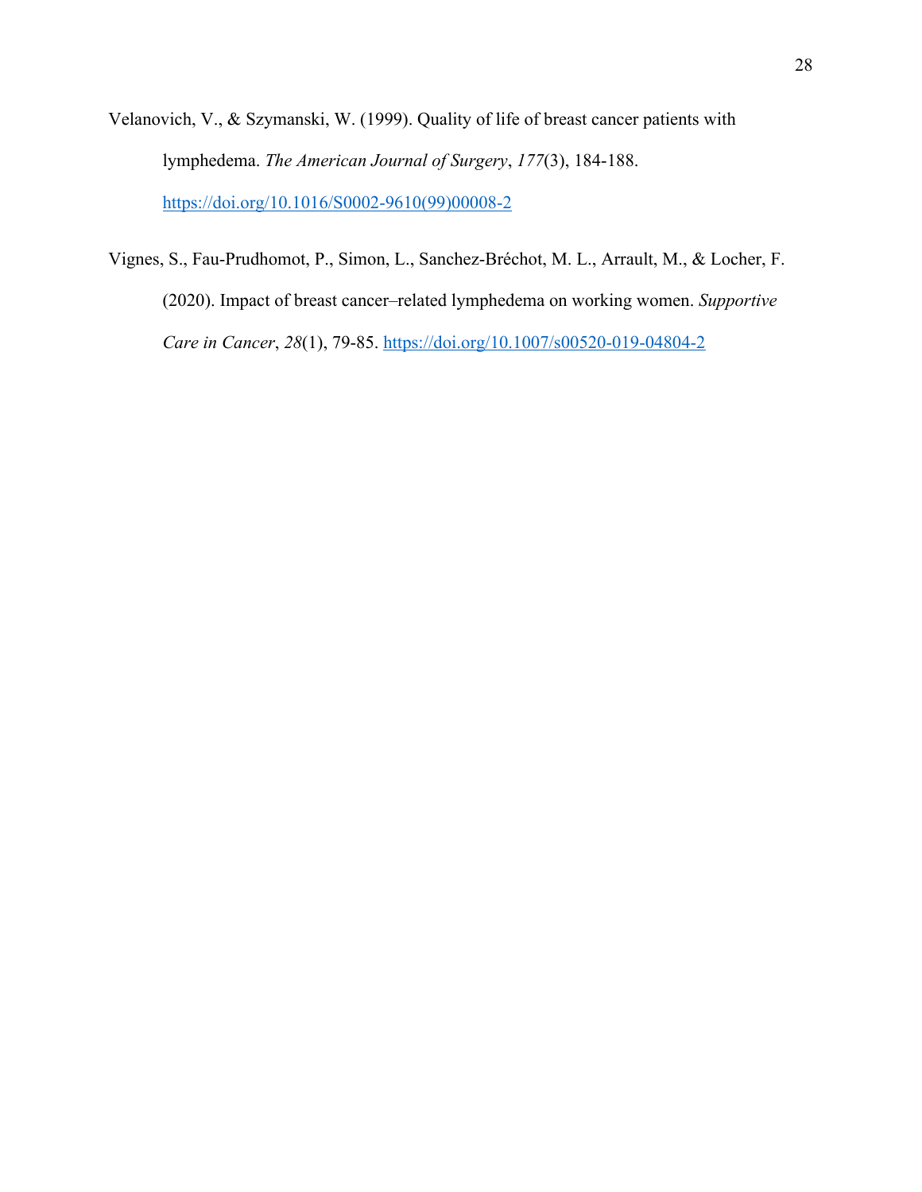Velanovich, V., & Szymanski, W. (1999). Quality of life of breast cancer patients with lymphedema. *The American Journal of Surgery*, *177*(3), 184-188. https://doi.org/10.1016/S0002-9610(99)00008-2

Vignes, S., Fau-Prudhomot, P., Simon, L., Sanchez-Bréchot, M. L., Arrault, M., & Locher, F. (2020). Impact of breast cancer–related lymphedema on working women. *Supportive Care in Cancer*, *28*(1), 79-85. https://doi.org/10.1007/s00520-019-04804-2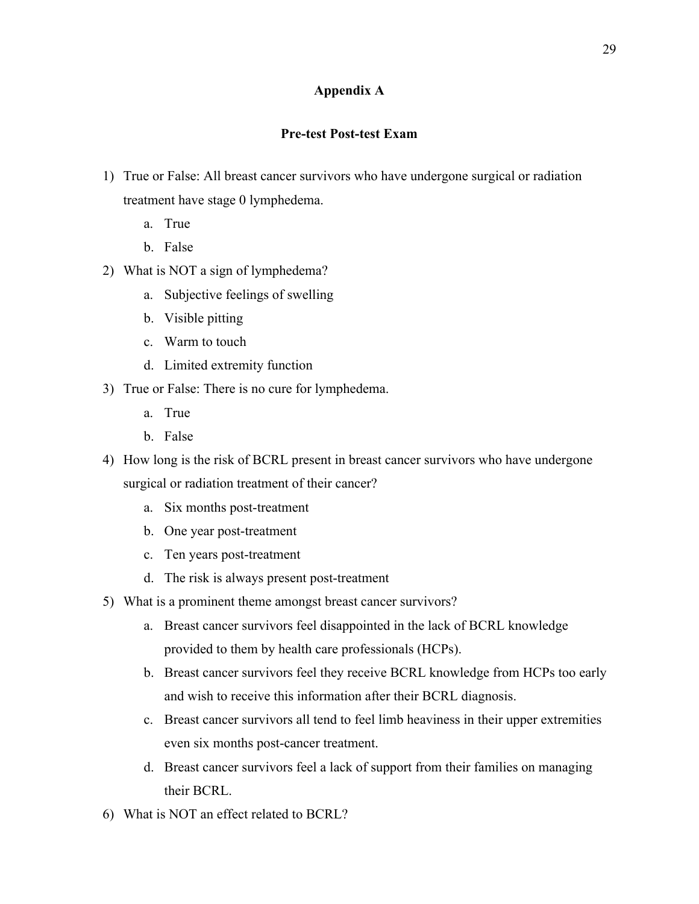## Appendix A

### Pre-test Post-test Exam

1) True or False: All breast cancer survivors who have undergone surgical or radiation treatment have stage 0 lymphedema.
   a. True
   b. False
2) What is NOT a sign of lymphedema?
   a. Subjective feelings of swelling
   b. Visible pitting
   c. Warm to touch
   d. Limited extremity function
3) True or False: There is no cure for lymphedema.
   a. True
   b. False
4) How long is the risk of BCRL present in breast cancer survivors who have undergone surgical or radiation treatment of their cancer?
   a. Six months post-treatment
   b. One year post-treatment
   c. Ten years post-treatment
   d. The risk is always present post-treatment
5) What is a prominent theme amongst breast cancer survivors?
   a. Breast cancer survivors feel disappointed in the lack of BCRL knowledge provided to them by health care professionals (HCPs).
   b. Breast cancer survivors feel they receive BCRL knowledge from HCPs too early and wish to receive this information after their BCRL diagnosis.
   c. Breast cancer survivors all tend to feel limb heaviness in their upper extremities even six months post-cancer treatment.
   d. Breast cancer survivors feel a lack of support from their families on managing their BCRL.
6) What is NOT an effect related to BCRL?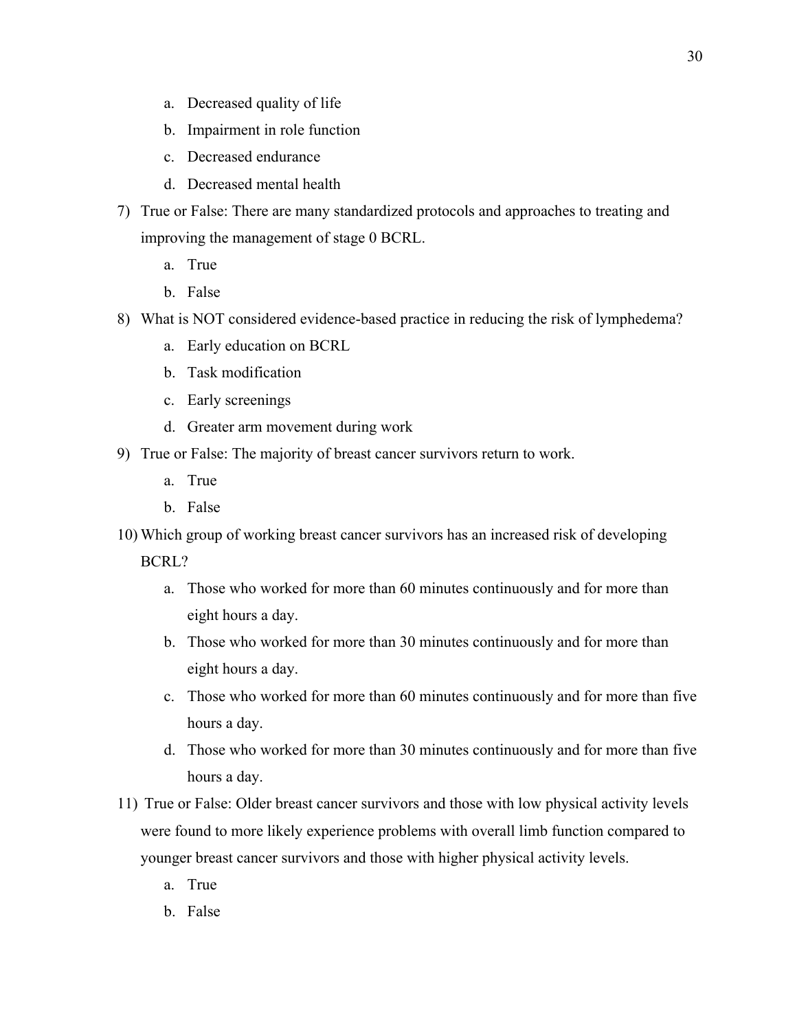a. Decreased quality of life
b. Impairment in role function
c. Decreased endurance
d. Decreased mental health

7) True or False: There are many standardized protocols and approaches to treating and improving the management of stage 0 BCRL.
    a. True
    b. False

8) What is NOT considered evidence-based practice in reducing the risk of lymphedema?
    a. Early education on BCRL
    b. Task modification
    c. Early screenings
    d. Greater arm movement during work

9) True or False: The majority of breast cancer survivors return to work.
    a. True
    b. False

10) Which group of working breast cancer survivors has an increased risk of developing BCRL?
    a. Those who worked for more than 60 minutes continuously and for more than eight hours a day.
    b. Those who worked for more than 30 minutes continuously and for more than eight hours a day.
    c. Those who worked for more than 60 minutes continuously and for more than five hours a day.
    d. Those who worked for more than 30 minutes continuously and for more than five hours a day.

11) True or False: Older breast cancer survivors and those with low physical activity levels were found to more likely experience problems with overall limb function compared to younger breast cancer survivors and those with higher physical activity levels.
    a. True
    b. False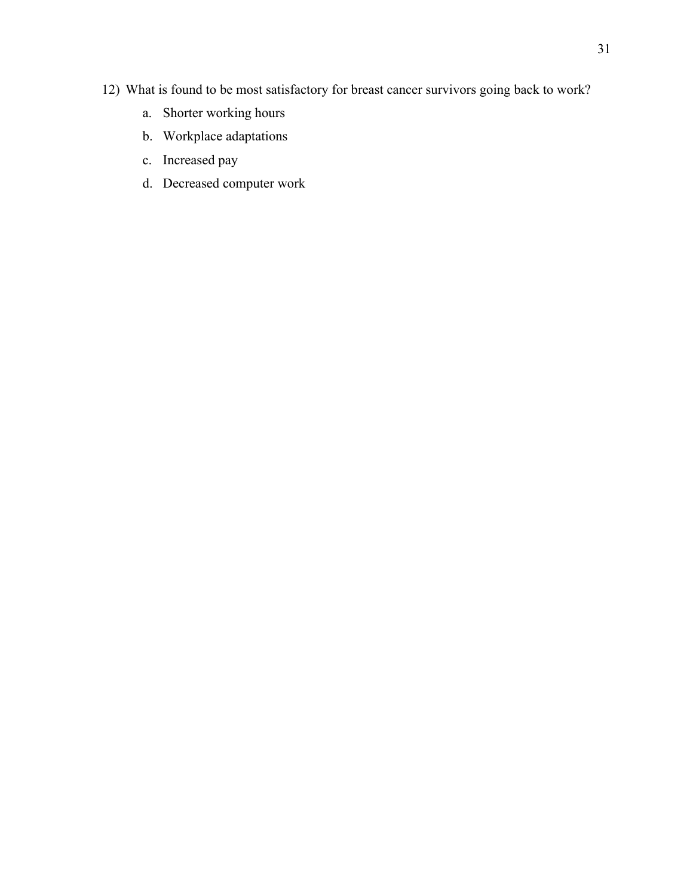12) What is found to be most satisfactory for breast cancer survivors going back to work?

    a. Shorter working hours
    b. Workplace adaptations
    c. Increased pay
    d. Decreased computer work